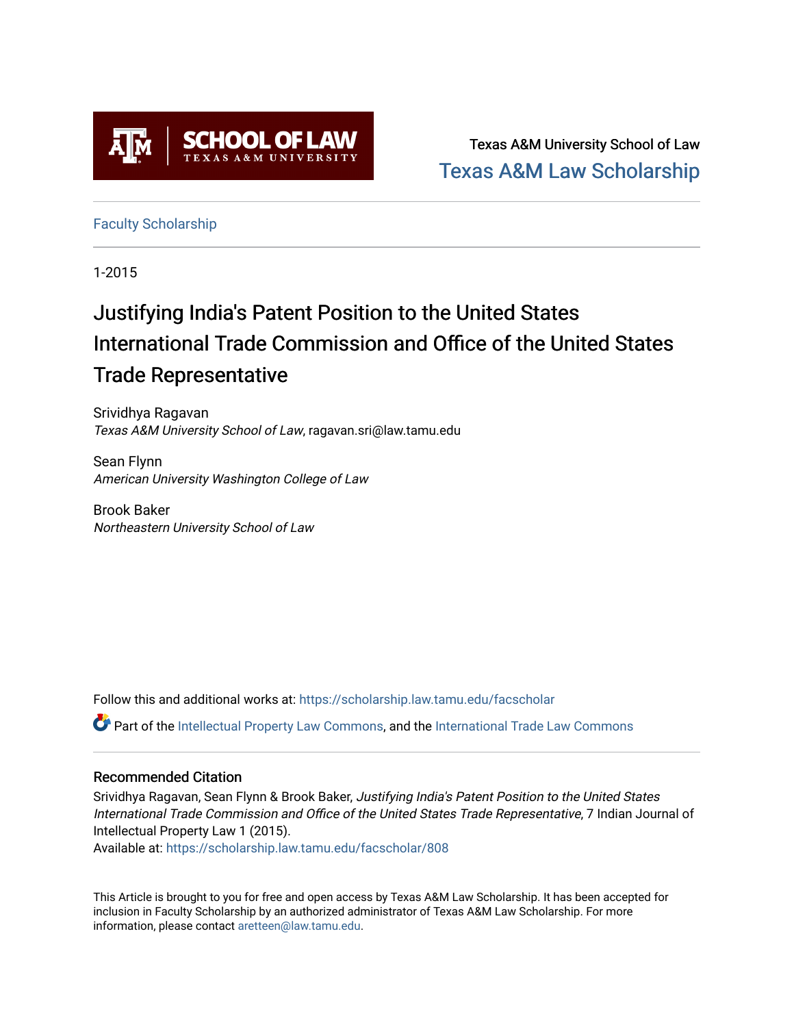Texas A&M University School of Law
Texas A&M Law Scholarship

Faculty Scholarship

1-2015

# Justifying India's Patent Position to the United States International Trade Commission and Office of the United States Trade Representative

Srividhya Ragavan
*Texas A&M University School of Law*, ragavan.sri@law.tamu.edu

Sean Flynn
*American University Washington College of Law*

Brook Baker
*Northeastern University School of Law*

Follow this and additional works at: https://scholarship.law.tamu.edu/facscholar

Part of the Intellectual Property Law Commons, and the International Trade Law Commons

## Recommended Citation

Srividhya Ragavan, Sean Flynn & Brook Baker, *Justifying India's Patent Position to the United States International Trade Commission and Office of the United States Trade Representative*, 7 Indian Journal of Intellectual Property Law 1 (2015).
Available at: https://scholarship.law.tamu.edu/facscholar/808

This Article is brought to you for free and open access by Texas A&M Law Scholarship. It has been accepted for inclusion in Faculty Scholarship by an authorized administrator of Texas A&M Law Scholarship. For more information, please contact aretteen@law.tamu.edu.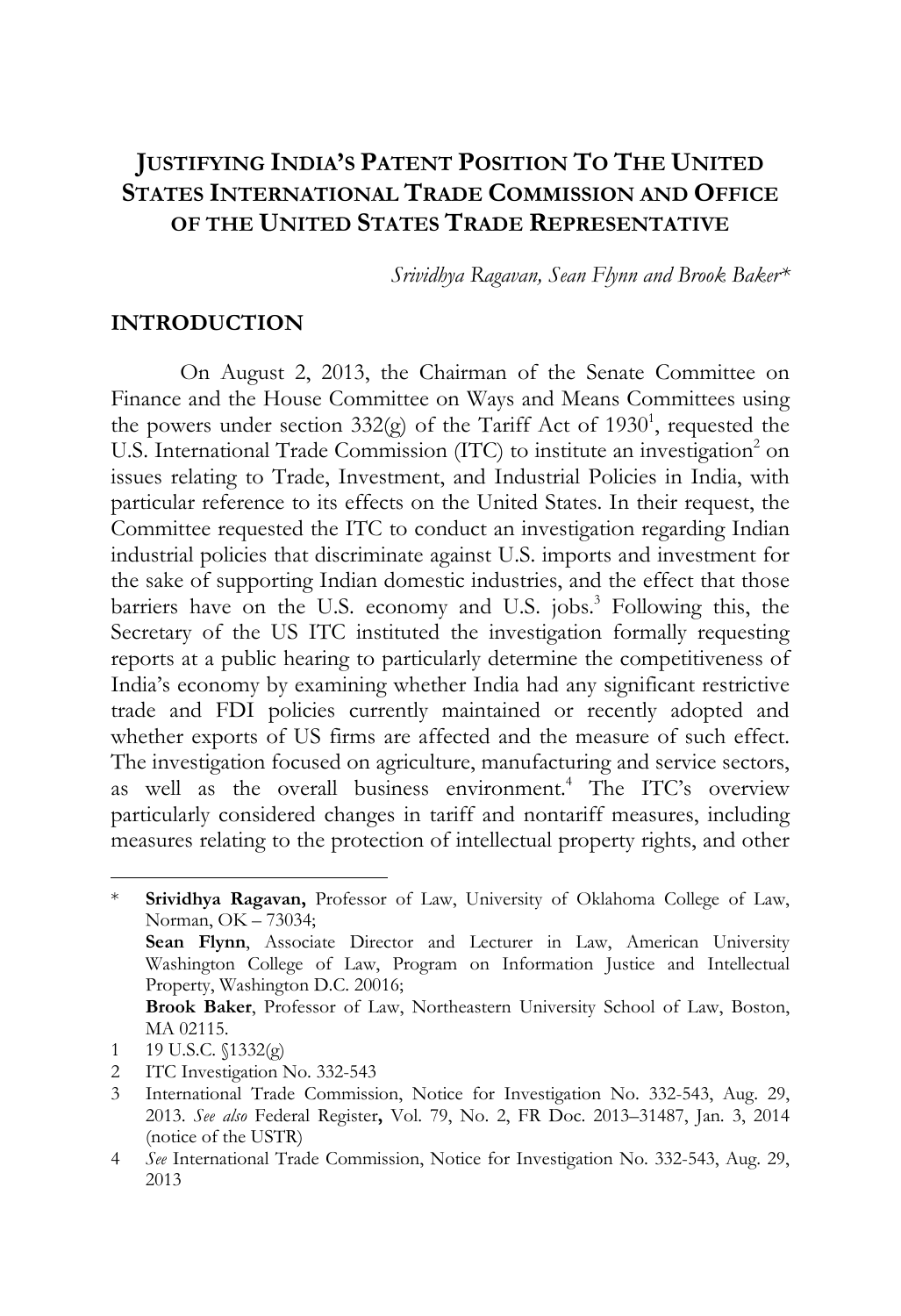# JUSTIFYING INDIA'S PATENT POSITION TO THE UNITED STATES INTERNATIONAL TRADE COMMISSION AND OFFICE OF THE UNITED STATES TRADE REPRESENTATIVE

*Srividhya Ragavan, Sean Flynn and Brook Baker\**

## INTRODUCTION

On August 2, 2013, the Chairman of the Senate Committee on Finance and the House Committee on Ways and Means Committees using the powers under section 332(g) of the Tariff Act of 1930[1], requested the U.S. International Trade Commission (ITC) to institute an investigation[2] on issues relating to Trade, Investment, and Industrial Policies in India, with particular reference to its effects on the United States. In their request, the Committee requested the ITC to conduct an investigation regarding Indian industrial policies that discriminate against U.S. imports and investment for the sake of supporting Indian domestic industries, and the effect that those barriers have on the U.S. economy and U.S. jobs.[3] Following this, the Secretary of the US ITC instituted the investigation formally requesting reports at a public hearing to particularly determine the competitiveness of India's economy by examining whether India had any significant restrictive trade and FDI policies currently maintained or recently adopted and whether exports of US firms are affected and the measure of such effect. The investigation focused on agriculture, manufacturing and service sectors, as well as the overall business environment.[4] The ITC's overview particularly considered changes in tariff and nontariff measures, including measures relating to the protection of intellectual property rights, and other

---

\* **Srividhya Ragavan,** Professor of Law, University of Oklahoma College of Law, Norman, OK – 73034;
**Sean Flynn**, Associate Director and Lecturer in Law, American University Washington College of Law, Program on Information Justice and Intellectual Property, Washington D.C. 20016;
**Brook Baker**, Professor of Law, Northeastern University School of Law, Boston, MA 02115.

1 19 U.S.C. §1332(g)

2 ITC Investigation No. 332-543

3 International Trade Commission, Notice for Investigation No. 332-543, Aug. 29, 2013. *See also* Federal Register**,** Vol. 79, No. 2, FR Doc. 2013–31487, Jan. 3, 2014 (notice of the USTR)

4 *See* International Trade Commission, Notice for Investigation No. 332-543, Aug. 29, 2013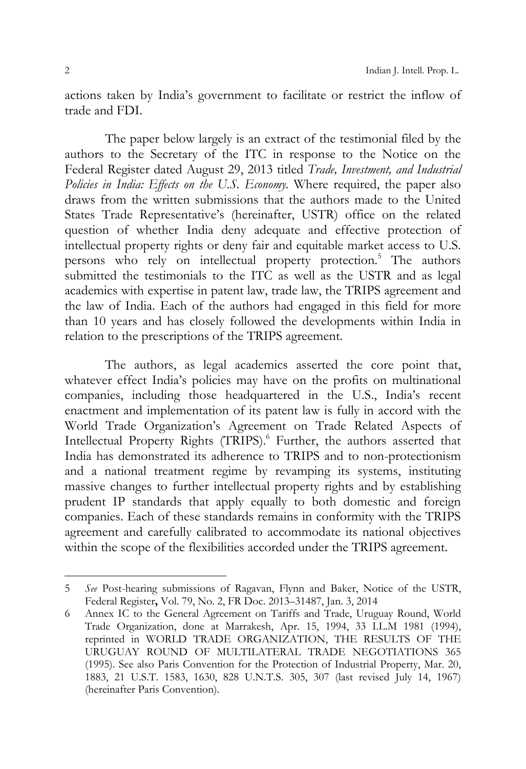actions taken by India's government to facilitate or restrict the inflow of trade and FDI.

The paper below largely is an extract of the testimonial filed by the authors to the Secretary of the ITC in response to the Notice on the Federal Register dated August 29, 2013 titled *Trade, Investment, and Industrial Policies in India: Effects on the U.S. Economy*. Where required, the paper also draws from the written submissions that the authors made to the United States Trade Representative's (hereinafter, USTR) office on the related question of whether India deny adequate and effective protection of intellectual property rights or deny fair and equitable market access to U.S. persons who rely on intellectual property protection.[5] The authors submitted the testimonials to the ITC as well as the USTR and as legal academics with expertise in patent law, trade law, the TRIPS agreement and the law of India. Each of the authors had engaged in this field for more than 10 years and has closely followed the developments within India in relation to the prescriptions of the TRIPS agreement.

The authors, as legal academics asserted the core point that, whatever effect India's policies may have on the profits on multinational companies, including those headquartered in the U.S., India's recent enactment and implementation of its patent law is fully in accord with the World Trade Organization's Agreement on Trade Related Aspects of Intellectual Property Rights (TRIPS).[6] Further, the authors asserted that India has demonstrated its adherence to TRIPS and to non-protectionism and a national treatment regime by revamping its systems, instituting massive changes to further intellectual property rights and by establishing prudent IP standards that apply equally to both domestic and foreign companies. Each of these standards remains in conformity with the TRIPS agreement and carefully calibrated to accommodate its national objectives within the scope of the flexibilities accorded under the TRIPS agreement.

---

5 *See* Post-hearing submissions of Ragavan, Flynn and Baker, Notice of the USTR, Federal Register**,** Vol. 79, No. 2, FR Doc. 2013–31487, Jan. 3, 2014

6 Annex IC to the General Agreement on Tariffs and Trade, Uruguay Round, World Trade Organization, done at Marrakesh, Apr. 15, 1994, 33 I.L.M 1981 (1994), reprinted in WORLD TRADE ORGANIZATION, THE RESULTS OF THE URUGUAY ROUND OF MULTILATERAL TRADE NEGOTIATIONS 365 (1995). See also Paris Convention for the Protection of Industrial Property, Mar. 20, 1883, 21 U.S.T. 1583, 1630, 828 U.N.T.S. 305, 307 (last revised July 14, 1967) (hereinafter Paris Convention).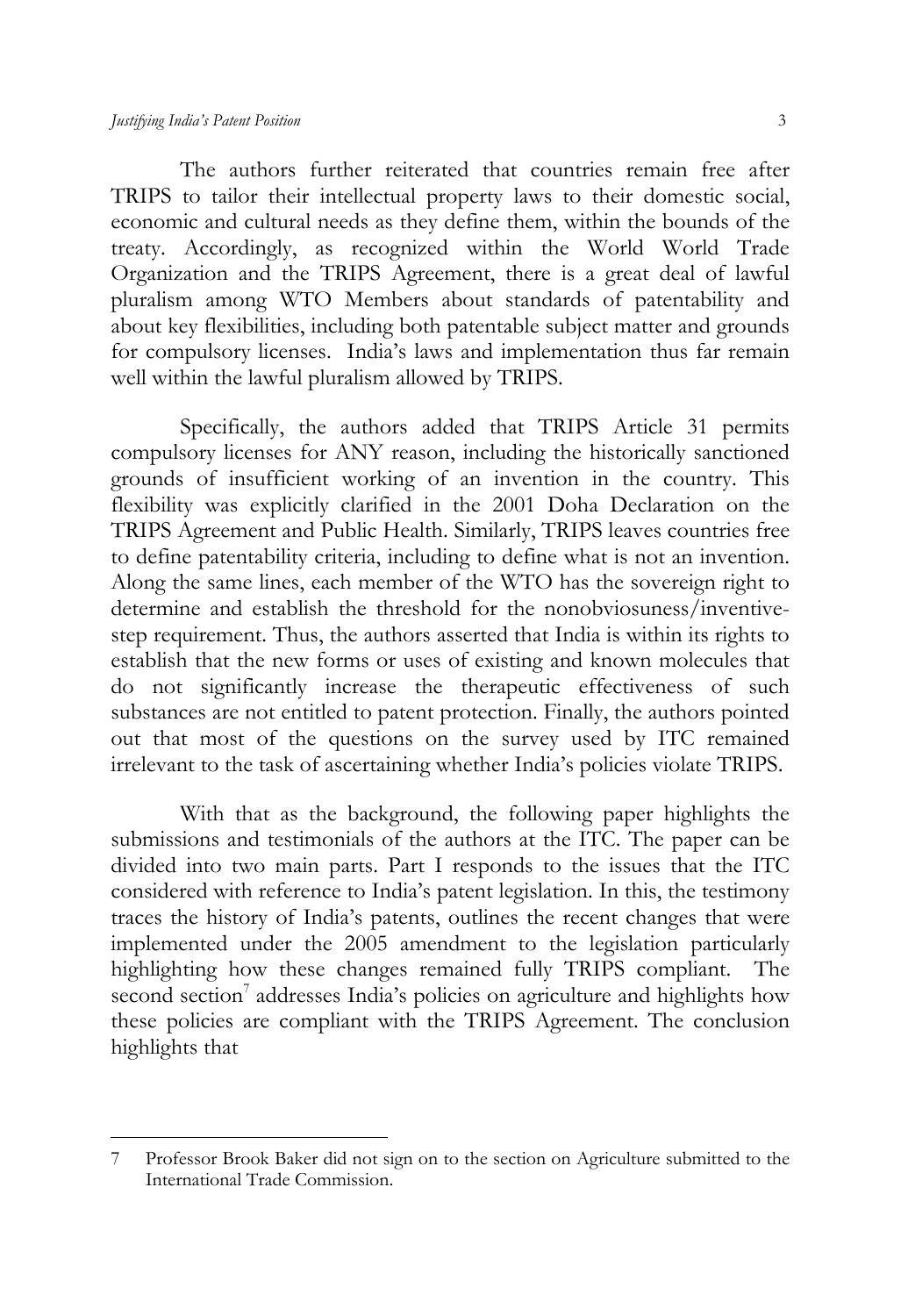The authors further reiterated that countries remain free after TRIPS to tailor their intellectual property laws to their domestic social, economic and cultural needs as they define them, within the bounds of the treaty. Accordingly, as recognized within the World World Trade Organization and the TRIPS Agreement, there is a great deal of lawful pluralism among WTO Members about standards of patentability and about key flexibilities, including both patentable subject matter and grounds for compulsory licenses. India's laws and implementation thus far remain well within the lawful pluralism allowed by TRIPS.

Specifically, the authors added that TRIPS Article 31 permits compulsory licenses for ANY reason, including the historically sanctioned grounds of insufficient working of an invention in the country. This flexibility was explicitly clarified in the 2001 Doha Declaration on the TRIPS Agreement and Public Health. Similarly, TRIPS leaves countries free to define patentability criteria, including to define what is not an invention. Along the same lines, each member of the WTO has the sovereign right to determine and establish the threshold for the nonobviosuness/inventive-step requirement. Thus, the authors asserted that India is within its rights to establish that the new forms or uses of existing and known molecules that do not significantly increase the therapeutic effectiveness of such substances are not entitled to patent protection. Finally, the authors pointed out that most of the questions on the survey used by ITC remained irrelevant to the task of ascertaining whether India's policies violate TRIPS.

With that as the background, the following paper highlights the submissions and testimonials of the authors at the ITC. The paper can be divided into two main parts. Part I responds to the issues that the ITC considered with reference to India's patent legislation. In this, the testimony traces the history of India's patents, outlines the recent changes that were implemented under the 2005 amendment to the legislation particularly highlighting how these changes remained fully TRIPS compliant. The second section[7] addresses India's policies on agriculture and highlights how these policies are compliant with the TRIPS Agreement. The conclusion highlights that

---

7 Professor Brook Baker did not sign on to the section on Agriculture submitted to the International Trade Commission.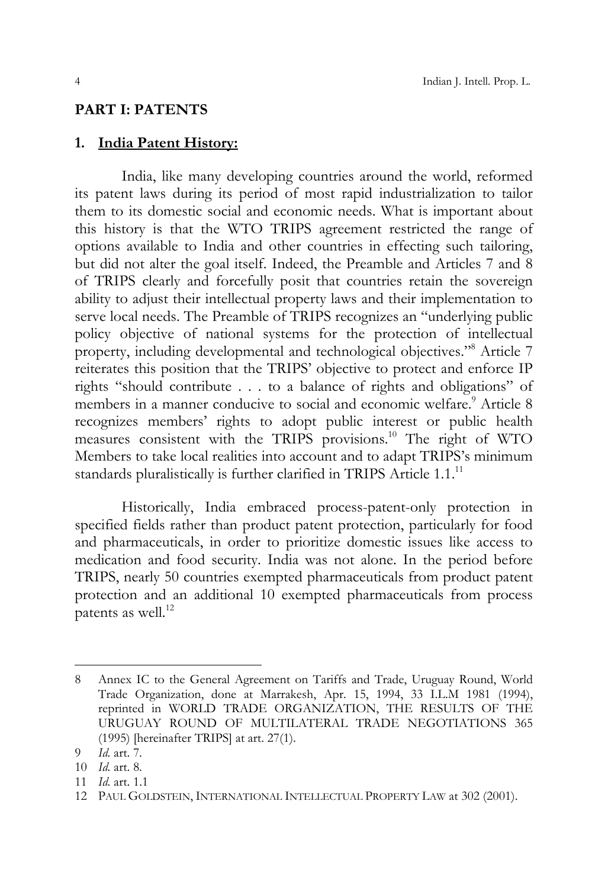## PART I: PATENTS

### 1. India Patent History:

India, like many developing countries around the world, reformed its patent laws during its period of most rapid industrialization to tailor them to its domestic social and economic needs. What is important about this history is that the WTO TRIPS agreement restricted the range of options available to India and other countries in effecting such tailoring, but did not alter the goal itself. Indeed, the Preamble and Articles 7 and 8 of TRIPS clearly and forcefully posit that countries retain the sovereign ability to adjust their intellectual property laws and their implementation to serve local needs. The Preamble of TRIPS recognizes an "underlying public policy objective of national systems for the protection of intellectual property, including developmental and technological objectives."[8] Article 7 reiterates this position that the TRIPS' objective to protect and enforce IP rights "should contribute . . . to a balance of rights and obligations" of members in a manner conducive to social and economic welfare.[9] Article 8 recognizes members' rights to adopt public interest or public health measures consistent with the TRIPS provisions.[10] The right of WTO Members to take local realities into account and to adapt TRIPS's minimum standards pluralistically is further clarified in TRIPS Article 1.1.[11]

Historically, India embraced process-patent-only protection in specified fields rather than product patent protection, particularly for food and pharmaceuticals, in order to prioritize domestic issues like access to medication and food security. India was not alone. In the period before TRIPS, nearly 50 countries exempted pharmaceuticals from product patent protection and an additional 10 exempted pharmaceuticals from process patents as well.[12]

---

8 Annex IC to the General Agreement on Tariffs and Trade, Uruguay Round, World Trade Organization, done at Marrakesh, Apr. 15, 1994, 33 I.L.M 1981 (1994), reprinted in WORLD TRADE ORGANIZATION, THE RESULTS OF THE URUGUAY ROUND OF MULTILATERAL TRADE NEGOTIATIONS 365 (1995) [hereinafter TRIPS] at art. 27(1).

9 *Id.* art. 7.

10 *Id.* art. 8.

11 *Id.* art. 1.1

12 PAUL GOLDSTEIN, INTERNATIONAL INTELLECTUAL PROPERTY LAW at 302 (2001).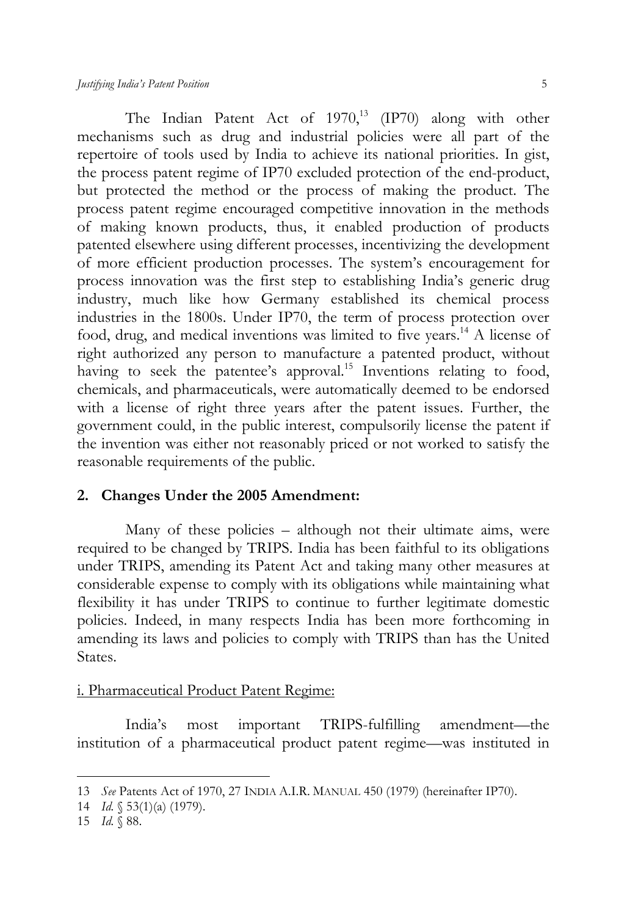The Indian Patent Act of 1970,[13] (IP70) along with other mechanisms such as drug and industrial policies were all part of the repertoire of tools used by India to achieve its national priorities. In gist, the process patent regime of IP70 excluded protection of the end-product, but protected the method or the process of making the product. The process patent regime encouraged competitive innovation in the methods of making known products, thus, it enabled production of products patented elsewhere using different processes, incentivizing the development of more efficient production processes. The system's encouragement for process innovation was the first step to establishing India's generic drug industry, much like how Germany established its chemical process industries in the 1800s. Under IP70, the term of process protection over food, drug, and medical inventions was limited to five years.[14] A license of right authorized any person to manufacture a patented product, without having to seek the patentee's approval.[15] Inventions relating to food, chemicals, and pharmaceuticals, were automatically deemed to be endorsed with a license of right three years after the patent issues. Further, the government could, in the public interest, compulsorily license the patent if the invention was either not reasonably priced or not worked to satisfy the reasonable requirements of the public.

## 2. Changes Under the 2005 Amendment:

Many of these policies – although not their ultimate aims, were required to be changed by TRIPS. India has been faithful to its obligations under TRIPS, amending its Patent Act and taking many other measures at considerable expense to comply with its obligations while maintaining what flexibility it has under TRIPS to continue to further legitimate domestic policies. Indeed, in many respects India has been more forthcoming in amending its laws and policies to comply with TRIPS than has the United States.

### i. Pharmaceutical Product Patent Regime:

India's most important TRIPS-fulfilling amendment—the institution of a pharmaceutical product patent regime—was instituted in

---

13 *See* Patents Act of 1970, 27 INDIA A.I.R. MANUAL 450 (1979) (hereinafter IP70).

14 *Id.* § 53(1)(a) (1979).

15 *Id.* § 88.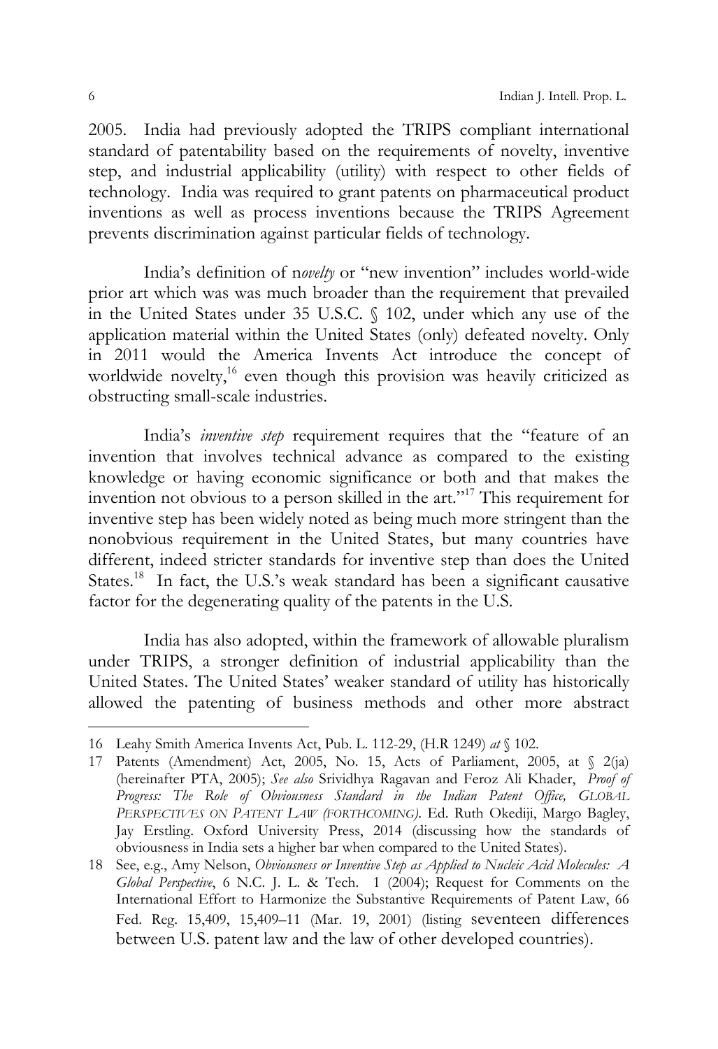2005. India had previously adopted the TRIPS compliant international standard of patentability based on the requirements of novelty, inventive step, and industrial applicability (utility) with respect to other fields of technology. India was required to grant patents on pharmaceutical product inventions as well as process inventions because the TRIPS Agreement prevents discrimination against particular fields of technology.

India's definition of n*ovelty* or "new invention" includes world-wide prior art which was was much broader than the requirement that prevailed in the United States under 35 U.S.C. § 102, under which any use of the application material within the United States (only) defeated novelty. Only in 2011 would the America Invents Act introduce the concept of worldwide novelty,[16] even though this provision was heavily criticized as obstructing small-scale industries.

India's *inventive step* requirement requires that the "feature of an invention that involves technical advance as compared to the existing knowledge or having economic significance or both and that makes the invention not obvious to a person skilled in the art."[17] This requirement for inventive step has been widely noted as being much more stringent than the nonobvious requirement in the United States, but many countries have different, indeed stricter standards for inventive step than does the United States.[18] In fact, the U.S.'s weak standard has been a significant causative factor for the degenerating quality of the patents in the U.S.

India has also adopted, within the framework of allowable pluralism under TRIPS, a stronger definition of industrial applicability than the United States. The United States' weaker standard of utility has historically allowed the patenting of business methods and other more abstract

---

16 Leahy Smith America Invents Act, Pub. L. 112-29, (H.R 1249) *at* § 102.

17 Patents (Amendment) Act, 2005, No. 15, Acts of Parliament, 2005, at § 2(ja) (hereinafter PTA, 2005); *See also* Srividhya Ragavan and Feroz Ali Khader, *Proof of Progress: The Role of Obviousness Standard in the Indian Patent Office, GLOBAL PERSPECTIVES ON PATENT LAW (FORTHCOMING)*. Ed. Ruth Okediji, Margo Bagley, Jay Erstling. Oxford University Press, 2014 (discussing how the standards of obviousness in India sets a higher bar when compared to the United States).

18 See, e.g., Amy Nelson, *Obviousness or Inventive Step as Applied to Nucleic Acid Molecules: A Global Perspective*, 6 N.C. J. L. & Tech. 1 (2004); Request for Comments on the International Effort to Harmonize the Substantive Requirements of Patent Law, 66 Fed. Reg. 15,409, 15,409–11 (Mar. 19, 2001) (listing seventeen differences between U.S. patent law and the law of other developed countries).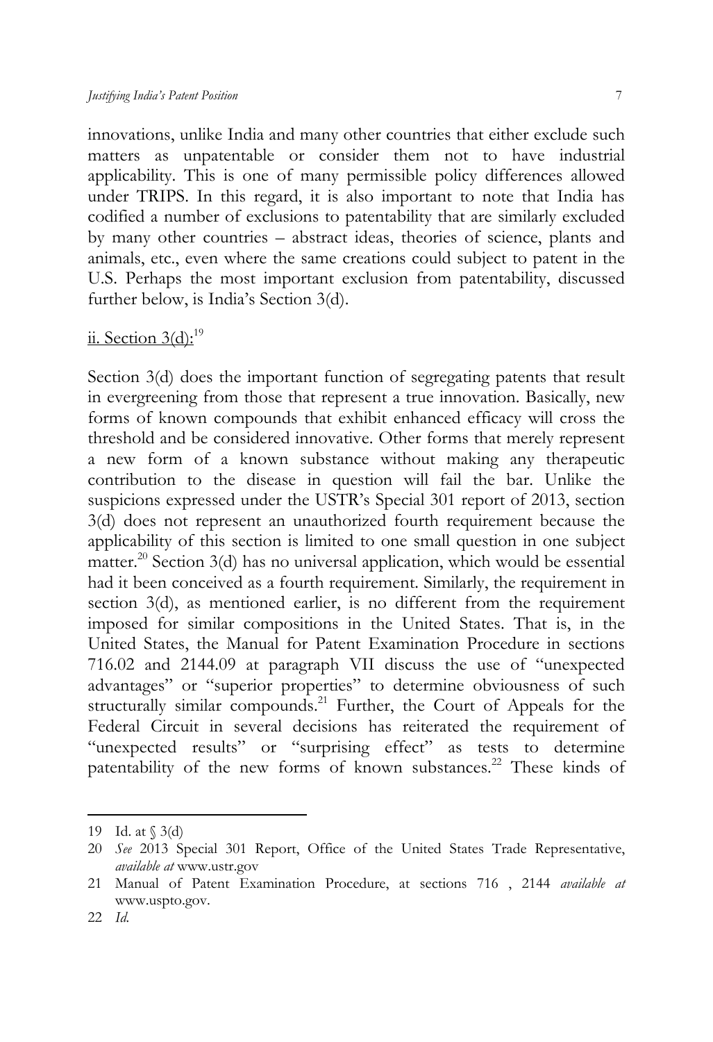innovations, unlike India and many other countries that either exclude such matters as unpatentable or consider them not to have industrial applicability. This is one of many permissible policy differences allowed under TRIPS. In this regard, it is also important to note that India has codified a number of exclusions to patentability that are similarly excluded by many other countries – abstract ideas, theories of science, plants and animals, etc., even where the same creations could subject to patent in the U.S. Perhaps the most important exclusion from patentability, discussed further below, is India's Section 3(d).

<u>ii. Section 3(d):</u>[19]

Section 3(d) does the important function of segregating patents that result in evergreening from those that represent a true innovation. Basically, new forms of known compounds that exhibit enhanced efficacy will cross the threshold and be considered innovative. Other forms that merely represent a new form of a known substance without making any therapeutic contribution to the disease in question will fail the bar. Unlike the suspicions expressed under the USTR's Special 301 report of 2013, section 3(d) does not represent an unauthorized fourth requirement because the applicability of this section is limited to one small question in one subject matter.[20] Section 3(d) has no universal application, which would be essential had it been conceived as a fourth requirement. Similarly, the requirement in section 3(d), as mentioned earlier, is no different from the requirement imposed for similar compositions in the United States. That is, in the United States, the Manual for Patent Examination Procedure in sections 716.02 and 2144.09 at paragraph VII discuss the use of "unexpected advantages" or "superior properties" to determine obviousness of such structurally similar compounds.[21] Further, the Court of Appeals for the Federal Circuit in several decisions has reiterated the requirement of "unexpected results" or "surprising effect" as tests to determine patentability of the new forms of known substances.[22] These kinds of

---

19 Id. at § 3(d)

20 *See* 2013 Special 301 Report, Office of the United States Trade Representative, *available at* www.ustr.gov

21 Manual of Patent Examination Procedure, at sections 716 , 2144 *available at* www.uspto.gov.

22 *Id.*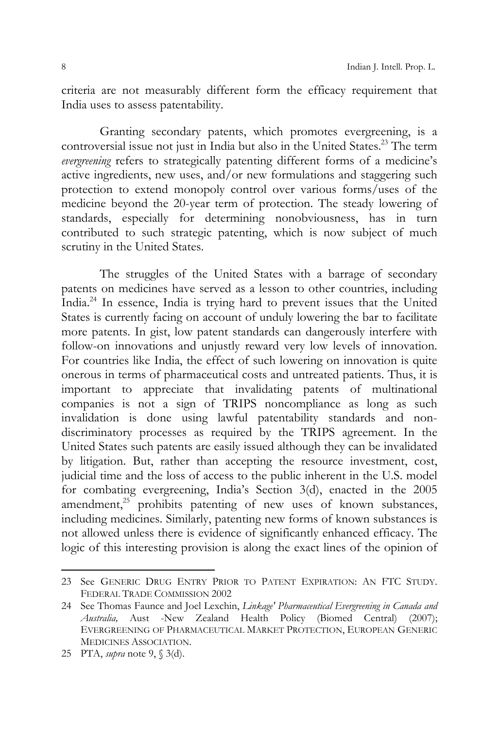criteria are not measurably different form the efficacy requirement that India uses to assess patentability.

Granting secondary patents, which promotes evergreening, is a controversial issue not just in India but also in the United States.[23] The term *evergreening* refers to strategically patenting different forms of a medicine's active ingredients, new uses, and/or new formulations and staggering such protection to extend monopoly control over various forms/uses of the medicine beyond the 20-year term of protection. The steady lowering of standards, especially for determining nonobviousness, has in turn contributed to such strategic patenting, which is now subject of much scrutiny in the United States.

The struggles of the United States with a barrage of secondary patents on medicines have served as a lesson to other countries, including India.[24] In essence, India is trying hard to prevent issues that the United States is currently facing on account of unduly lowering the bar to facilitate more patents. In gist, low patent standards can dangerously interfere with follow-on innovations and unjustly reward very low levels of innovation. For countries like India, the effect of such lowering on innovation is quite onerous in terms of pharmaceutical costs and untreated patients. Thus, it is important to appreciate that invalidating patents of multinational companies is not a sign of TRIPS noncompliance as long as such invalidation is done using lawful patentability standards and non-discriminatory processes as required by the TRIPS agreement. In the United States such patents are easily issued although they can be invalidated by litigation. But, rather than accepting the resource investment, cost, judicial time and the loss of access to the public inherent in the U.S. model for combating evergreening, India's Section 3(d), enacted in the 2005 amendment,[25] prohibits patenting of new uses of known substances, including medicines. Similarly, patenting new forms of known substances is not allowed unless there is evidence of significantly enhanced efficacy. The logic of this interesting provision is along the exact lines of the opinion of

---

23 See GENERIC DRUG ENTRY PRIOR TO PATENT EXPIRATION: AN FTC STUDY. FEDERAL TRADE COMMISSION 2002

24 See Thomas Faunce and Joel Lexchin, *Linkage' Pharmaceutical Evergreening in Canada and Australia,* Aust -New Zealand Health Policy (Biomed Central) (2007); EVERGREENING OF PHARMACEUTICAL MARKET PROTECTION, EUROPEAN GENERIC MEDICINES ASSOCIATION.

25 PTA, *supra* note 9, § 3(d).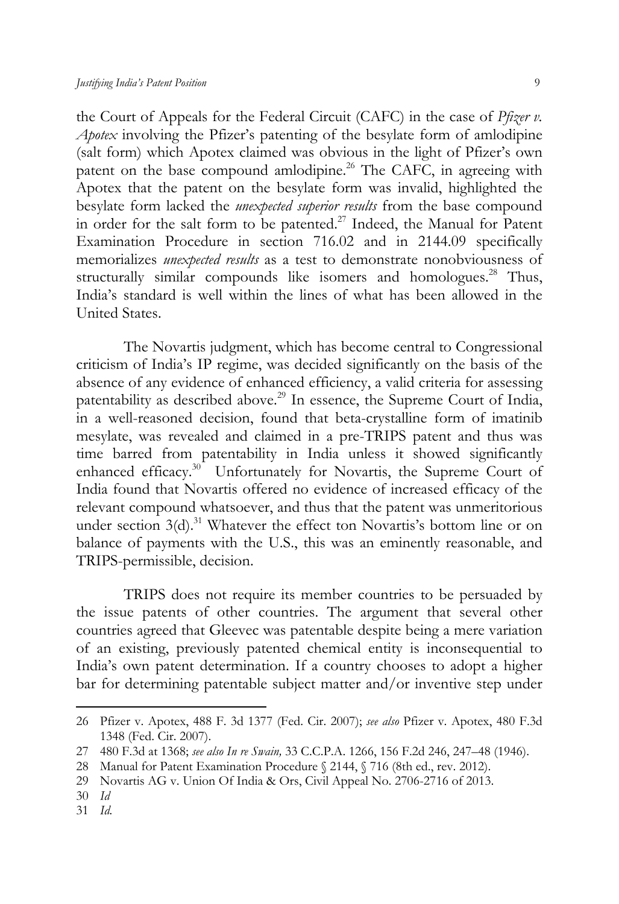the Court of Appeals for the Federal Circuit (CAFC) in the case of *Pfizer v. Apotex* involving the Pfizer's patenting of the besylate form of amlodipine (salt form) which Apotex claimed was obvious in the light of Pfizer's own patent on the base compound amlodipine.[26] The CAFC, in agreeing with Apotex that the patent on the besylate form was invalid, highlighted the besylate form lacked the *unexpected superior results* from the base compound in order for the salt form to be patented.[27] Indeed, the Manual for Patent Examination Procedure in section 716.02 and in 2144.09 specifically memorializes *unexpected results* as a test to demonstrate nonobviousness of structurally similar compounds like isomers and homologues.[28] Thus, India's standard is well within the lines of what has been allowed in the United States.

The Novartis judgment, which has become central to Congressional criticism of India's IP regime, was decided significantly on the basis of the absence of any evidence of enhanced efficiency, a valid criteria for assessing patentability as described above.[29] In essence, the Supreme Court of India, in a well-reasoned decision, found that beta-crystalline form of imatinib mesylate, was revealed and claimed in a pre-TRIPS patent and thus was time barred from patentability in India unless it showed significantly enhanced efficacy.[30] Unfortunately for Novartis, the Supreme Court of India found that Novartis offered no evidence of increased efficacy of the relevant compound whatsoever, and thus that the patent was unmeritorious under section 3(d).[31] Whatever the effect ton Novartis's bottom line or on balance of payments with the U.S., this was an eminently reasonable, and TRIPS-permissible, decision.

TRIPS does not require its member countries to be persuaded by the issue patents of other countries. The argument that several other countries agreed that Gleevec was patentable despite being a mere variation of an existing, previously patented chemical entity is inconsequential to India's own patent determination. If a country chooses to adopt a higher bar for determining patentable subject matter and/or inventive step under

---

26 Pfizer v. Apotex, 488 F. 3d 1377 (Fed. Cir. 2007); *see also* Pfizer v. Apotex, 480 F.3d 1348 (Fed. Cir. 2007).

27 480 F.3d at 1368; *see also In re Swain,* 33 C.C.P.A. 1266, 156 F.2d 246, 247–48 (1946).

28 Manual for Patent Examination Procedure § 2144, § 716 (8th ed., rev. 2012).

29 Novartis AG v. Union Of India & Ors, Civil Appeal No. 2706-2716 of 2013.

30 *Id*

31 *Id.*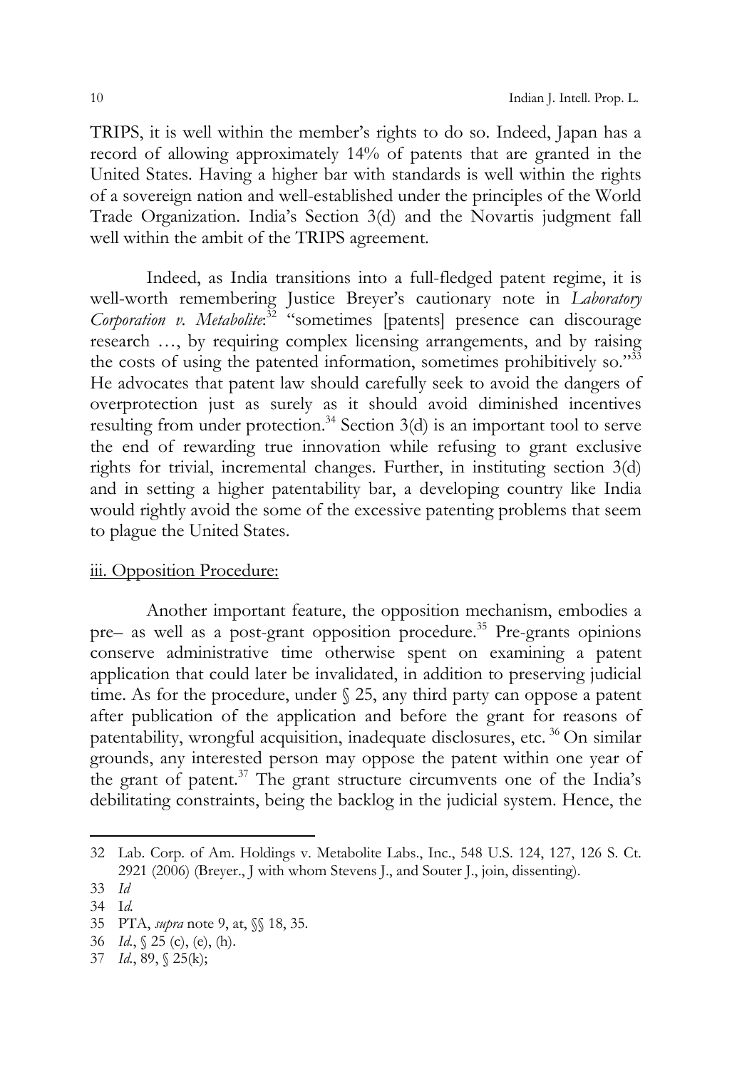TRIPS, it is well within the member's rights to do so. Indeed, Japan has a record of allowing approximately 14% of patents that are granted in the United States. Having a higher bar with standards is well within the rights of a sovereign nation and well-established under the principles of the World Trade Organization. India's Section 3(d) and the Novartis judgment fall well within the ambit of the TRIPS agreement.

Indeed, as India transitions into a full-fledged patent regime, it is well-worth remembering Justice Breyer's cautionary note in *Laboratory Corporation v. Metabolite*:[32] "sometimes [patents] presence can discourage research …, by requiring complex licensing arrangements, and by raising the costs of using the patented information, sometimes prohibitively so."[33] He advocates that patent law should carefully seek to avoid the dangers of overprotection just as surely as it should avoid diminished incentives resulting from under protection.[34] Section 3(d) is an important tool to serve the end of rewarding true innovation while refusing to grant exclusive rights for trivial, incremental changes. Further, in instituting section 3(d) and in setting a higher patentability bar, a developing country like India would rightly avoid the some of the excessive patenting problems that seem to plague the United States.

<u>iii. Opposition Procedure:</u>

Another important feature, the opposition mechanism, embodies a pre– as well as a post-grant opposition procedure.[35] Pre-grants opinions conserve administrative time otherwise spent on examining a patent application that could later be invalidated, in addition to preserving judicial time. As for the procedure, under § 25, any third party can oppose a patent after publication of the application and before the grant for reasons of patentability, wrongful acquisition, inadequate disclosures, etc. [36] On similar grounds, any interested person may oppose the patent within one year of the grant of patent.[37] The grant structure circumvents one of the India's debilitating constraints, being the backlog in the judicial system. Hence, the

---

32 Lab. Corp. of Am. Holdings v. Metabolite Labs., Inc., 548 U.S. 124, 127, 126 S. Ct. 2921 (2006) (Breyer., J with whom Stevens J., and Souter J., join, dissenting).

33 *Id*

34 I*d.*

35 PTA, *supra* note 9, at, §§ 18, 35.

36 *Id*., § 25 (c), (e), (h).

37 *Id*., 89, § 25(k);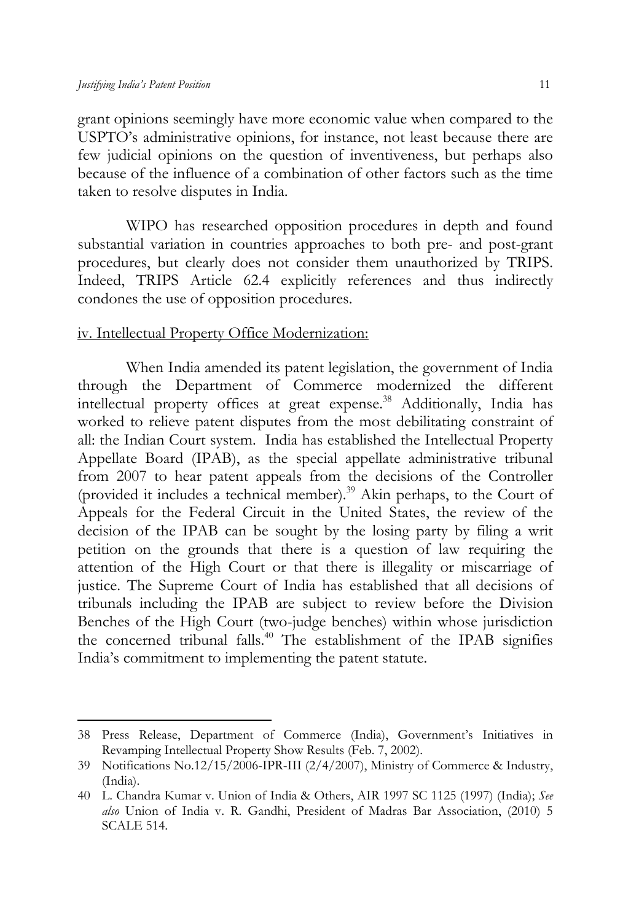grant opinions seemingly have more economic value when compared to the USPTO's administrative opinions, for instance, not least because there are few judicial opinions on the question of inventiveness, but perhaps also because of the influence of a combination of other factors such as the time taken to resolve disputes in India.

WIPO has researched opposition procedures in depth and found substantial variation in countries approaches to both pre- and post-grant procedures, but clearly does not consider them unauthorized by TRIPS. Indeed, TRIPS Article 62.4 explicitly references and thus indirectly condones the use of opposition procedures.

<u>iv. Intellectual Property Office Modernization:</u>

When India amended its patent legislation, the government of India through the Department of Commerce modernized the different intellectual property offices at great expense.[38] Additionally, India has worked to relieve patent disputes from the most debilitating constraint of all: the Indian Court system. India has established the Intellectual Property Appellate Board (IPAB), as the special appellate administrative tribunal from 2007 to hear patent appeals from the decisions of the Controller (provided it includes a technical member).[39] Akin perhaps, to the Court of Appeals for the Federal Circuit in the United States, the review of the decision of the IPAB can be sought by the losing party by filing a writ petition on the grounds that there is a question of law requiring the attention of the High Court or that there is illegality or miscarriage of justice. The Supreme Court of India has established that all decisions of tribunals including the IPAB are subject to review before the Division Benches of the High Court (two-judge benches) within whose jurisdiction the concerned tribunal falls.[40] The establishment of the IPAB signifies India's commitment to implementing the patent statute.

---

38 Press Release, Department of Commerce (India), Government's Initiatives in Revamping Intellectual Property Show Results (Feb. 7, 2002).

39 Notifications No.12/15/2006-IPR-III (2/4/2007), Ministry of Commerce & Industry, (India).

40 L. Chandra Kumar v. Union of India & Others, AIR 1997 SC 1125 (1997) (India); *See also* Union of India v. R. Gandhi, President of Madras Bar Association, (2010) 5 SCALE 514.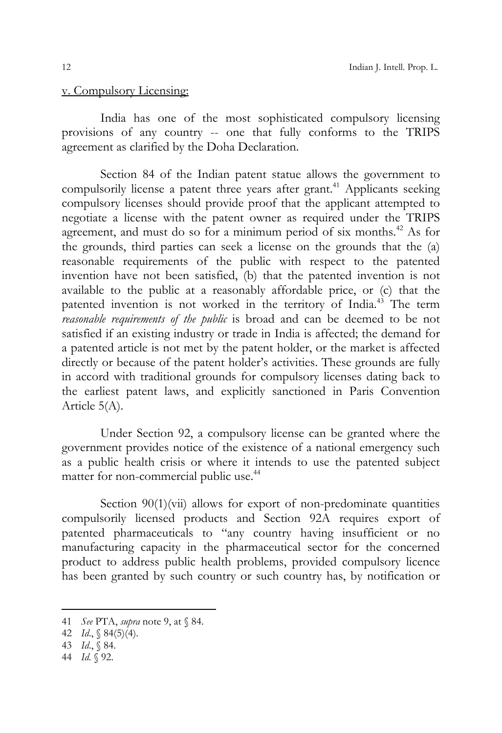v. Compulsory Licensing:

India has one of the most sophisticated compulsory licensing provisions of any country -- one that fully conforms to the TRIPS agreement as clarified by the Doha Declaration.

Section 84 of the Indian patent statue allows the government to compulsorily license a patent three years after grant.[41] Applicants seeking compulsory licenses should provide proof that the applicant attempted to negotiate a license with the patent owner as required under the TRIPS agreement, and must do so for a minimum period of six months.[42] As for the grounds, third parties can seek a license on the grounds that the (a) reasonable requirements of the public with respect to the patented invention have not been satisfied, (b) that the patented invention is not available to the public at a reasonably affordable price, or (c) that the patented invention is not worked in the territory of India.[43] The term *reasonable requirements of the public* is broad and can be deemed to be not satisfied if an existing industry or trade in India is affected; the demand for a patented article is not met by the patent holder, or the market is affected directly or because of the patent holder's activities. These grounds are fully in accord with traditional grounds for compulsory licenses dating back to the earliest patent laws, and explicitly sanctioned in Paris Convention Article 5(A).

Under Section 92, a compulsory license can be granted where the government provides notice of the existence of a national emergency such as a public health crisis or where it intends to use the patented subject matter for non-commercial public use.[44]

Section 90(1)(vii) allows for export of non-predominate quantities compulsorily licensed products and Section 92A requires export of patented pharmaceuticals to "any country having insufficient or no manufacturing capacity in the pharmaceutical sector for the concerned product to address public health problems, provided compulsory licence has been granted by such country or such country has, by notification or

---

41 *See* PTA, *supra* note 9, at § 84.

42 *Id.*, § 84(5)(4).

43 *Id.*, § 84.

44 *Id.* § 92.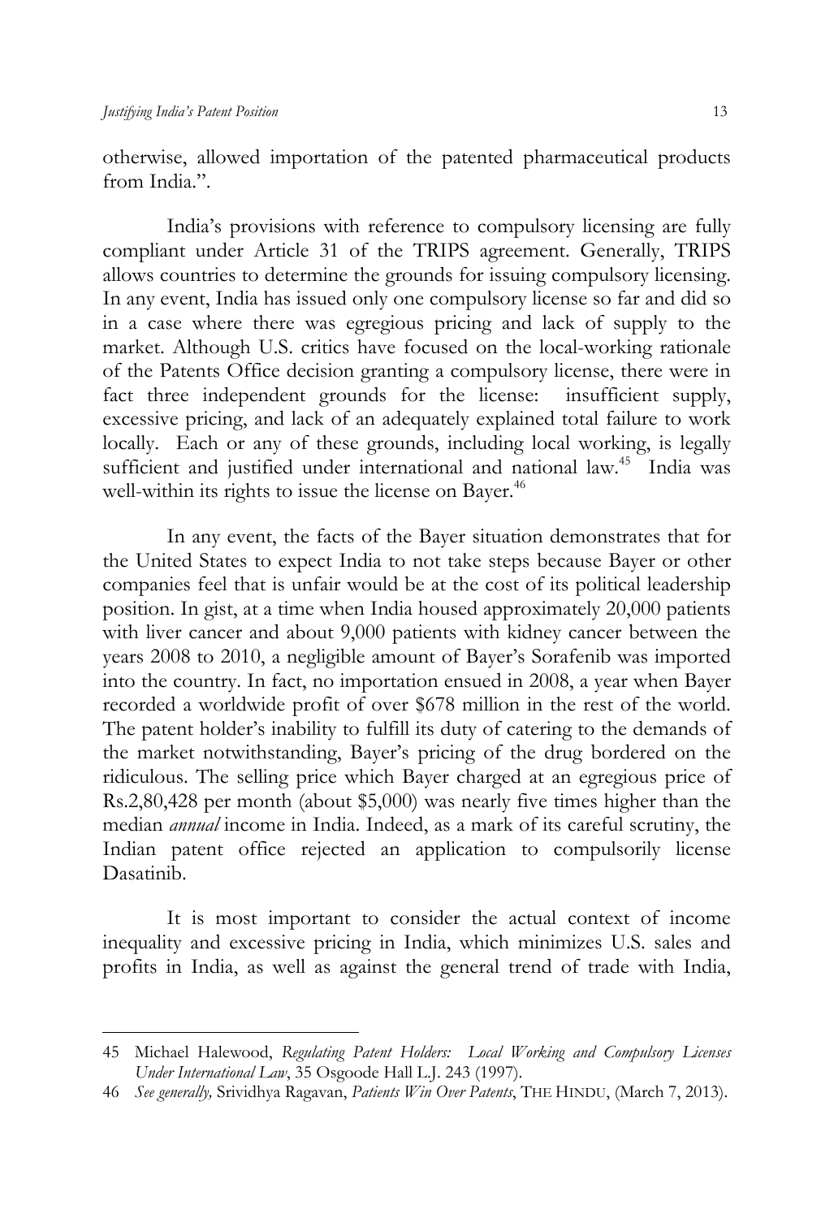otherwise, allowed importation of the patented pharmaceutical products from India.".

India's provisions with reference to compulsory licensing are fully compliant under Article 31 of the TRIPS agreement. Generally, TRIPS allows countries to determine the grounds for issuing compulsory licensing. In any event, India has issued only one compulsory license so far and did so in a case where there was egregious pricing and lack of supply to the market. Although U.S. critics have focused on the local-working rationale of the Patents Office decision granting a compulsory license, there were in fact three independent grounds for the license: insufficient supply, excessive pricing, and lack of an adequately explained total failure to work locally. Each or any of these grounds, including local working, is legally sufficient and justified under international and national law.[45] India was well-within its rights to issue the license on Bayer.[46]

In any event, the facts of the Bayer situation demonstrates that for the United States to expect India to not take steps because Bayer or other companies feel that is unfair would be at the cost of its political leadership position. In gist, at a time when India housed approximately 20,000 patients with liver cancer and about 9,000 patients with kidney cancer between the years 2008 to 2010, a negligible amount of Bayer's Sorafenib was imported into the country. In fact, no importation ensued in 2008, a year when Bayer recorded a worldwide profit of over $678 million in the rest of the world. The patent holder's inability to fulfill its duty of catering to the demands of the market notwithstanding, Bayer's pricing of the drug bordered on the ridiculous. The selling price which Bayer charged at an egregious price of Rs.2,80,428 per month (about $5,000) was nearly five times higher than the median *annual* income in India. Indeed, as a mark of its careful scrutiny, the Indian patent office rejected an application to compulsorily license Dasatinib.

It is most important to consider the actual context of income inequality and excessive pricing in India, which minimizes U.S. sales and profits in India, as well as against the general trend of trade with India,

---

45 Michael Halewood, *Regulating Patent Holders: Local Working and Compulsory Licenses Under International Law*, 35 Osgoode Hall L.J. 243 (1997).

46 *See generally,* Srividhya Ragavan, *Patients Win Over Patents*, THE HINDU, (March 7, 2013).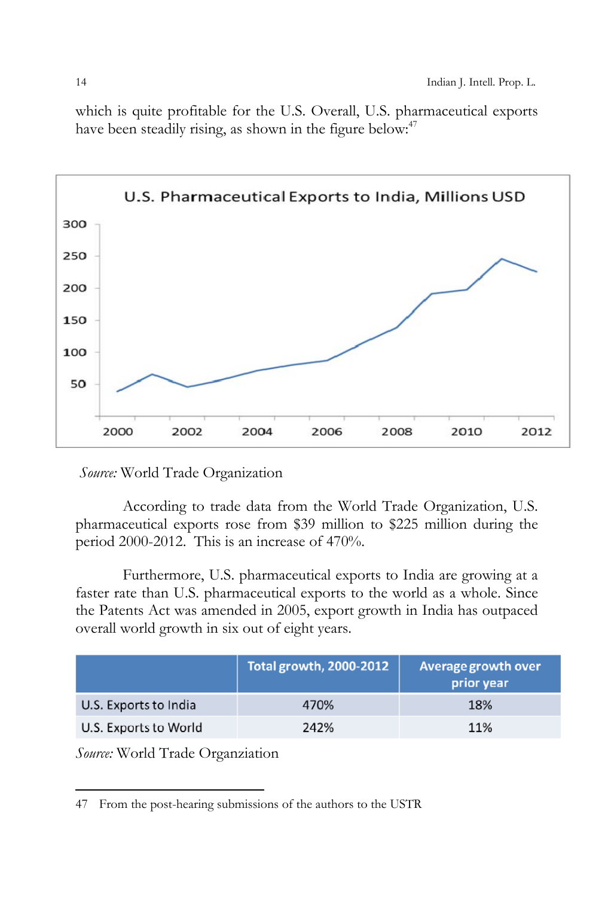which is quite profitable for the U.S. Overall, U.S. pharmaceutical exports have been steadily rising, as shown in the figure below:[47]

U.S. Pharmaceutical Exports to India, Millions USD

*Source:* World Trade Organization

According to trade data from the World Trade Organization, U.S. pharmaceutical exports rose from \$39 million to \$225 million during the period 2000-2012. This is an increase of 470%.

Furthermore, U.S. pharmaceutical exports to India are growing at a faster rate than U.S. pharmaceutical exports to the world as a whole. Since the Patents Act was amended in 2005, export growth in India has outpaced overall world growth in six out of eight years.

| | Total growth, 2000-2012 | Average growth over prior year |
|---|---|---|
| U.S. Exports to India | 470% | 18% |
| U.S. Exports to World | 242% | 11% |

*Source:* World Trade Organziation

47 From the post-hearing submissions of the authors to the USTR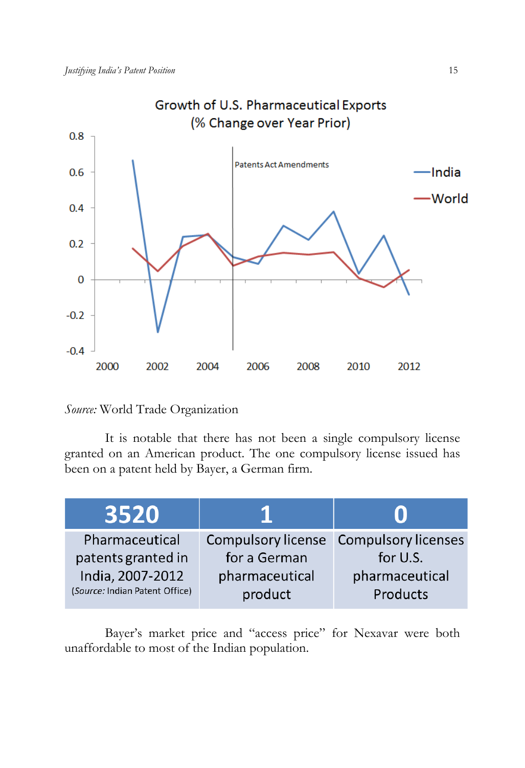Growth of U.S. Pharmaceutical Exports
(% Change over Year Prior)

*Source:* World Trade Organization

It is notable that there has not been a single compulsory license granted on an American product. The one compulsory license issued has been on a patent held by Bayer, a German firm.

| 3520 | 1 | 0 |
| --- | --- | --- |
| Pharmaceutical patents granted in India, 2007-2012 (*Source:* Indian Patent Office) | Compulsory license for a German pharmaceutical product | Compulsory licenses for U.S. pharmaceutical Products |

Bayer's market price and "access price" for Nexavar were both unaffordable to most of the Indian population.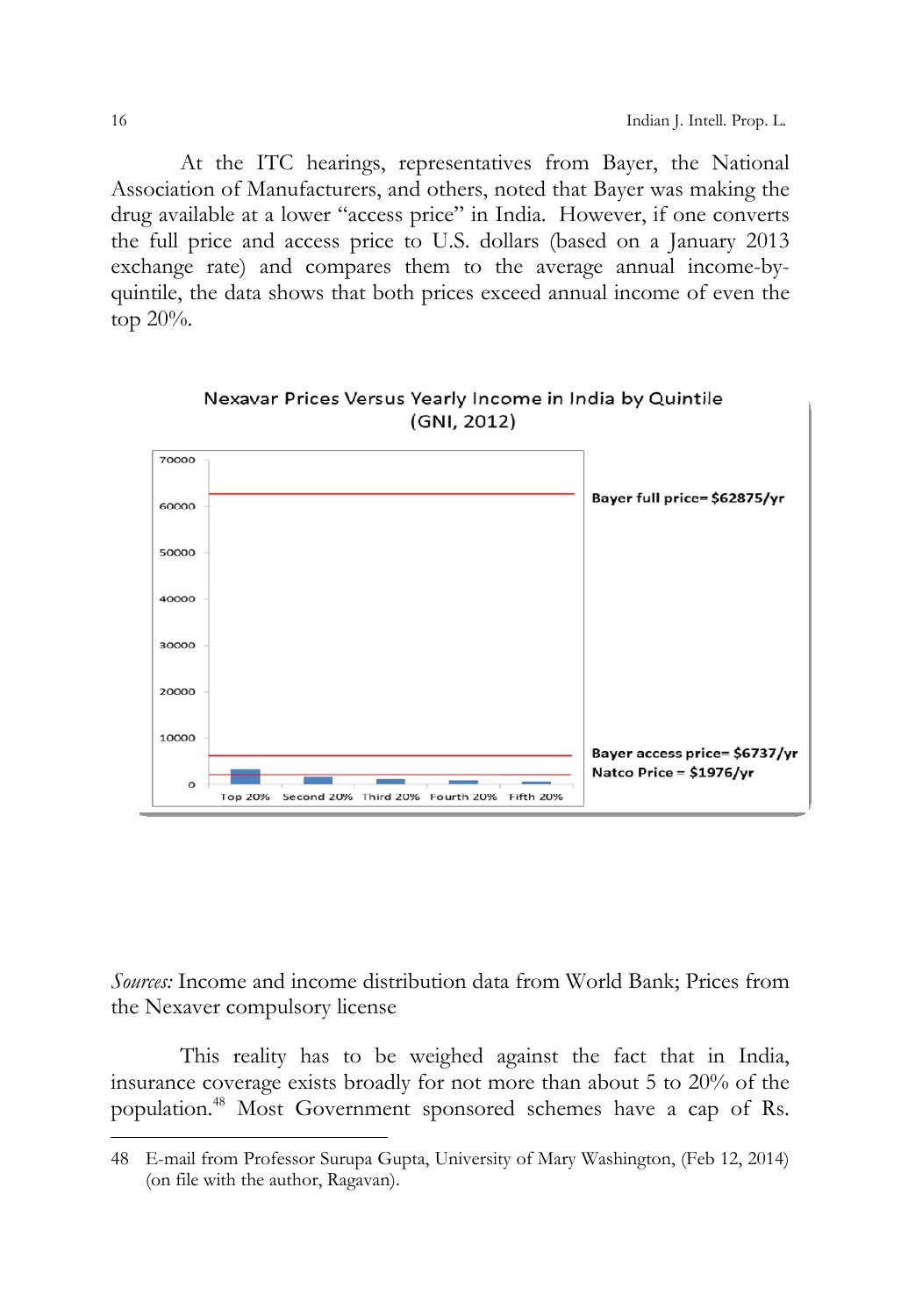At the ITC hearings, representatives from Bayer, the National Association of Manufacturers, and others, noted that Bayer was making the drug available at a lower "access price" in India. However, if one converts the full price and access price to U.S. dollars (based on a January 2013 exchange rate) and compares them to the average annual income-by-quintile, the data shows that both prices exceed annual income of even the top 20%.

Nexavar Prices Versus Yearly Income in India by Quintile (GNI, 2012)

Bayer full price= $62875/yr

Bayer access price= $6737/yr

Natco Price = $1976/yr

*Sources:* Income and income distribution data from World Bank; Prices from the Nexaver compulsory license

This reality has to be weighed against the fact that in India, insurance coverage exists broadly for not more than about 5 to 20% of the population.[48] Most Government sponsored schemes have a cap of Rs.

48 E-mail from Professor Surupa Gupta, University of Mary Washington, (Feb 12, 2014) (on file with the author, Ragavan).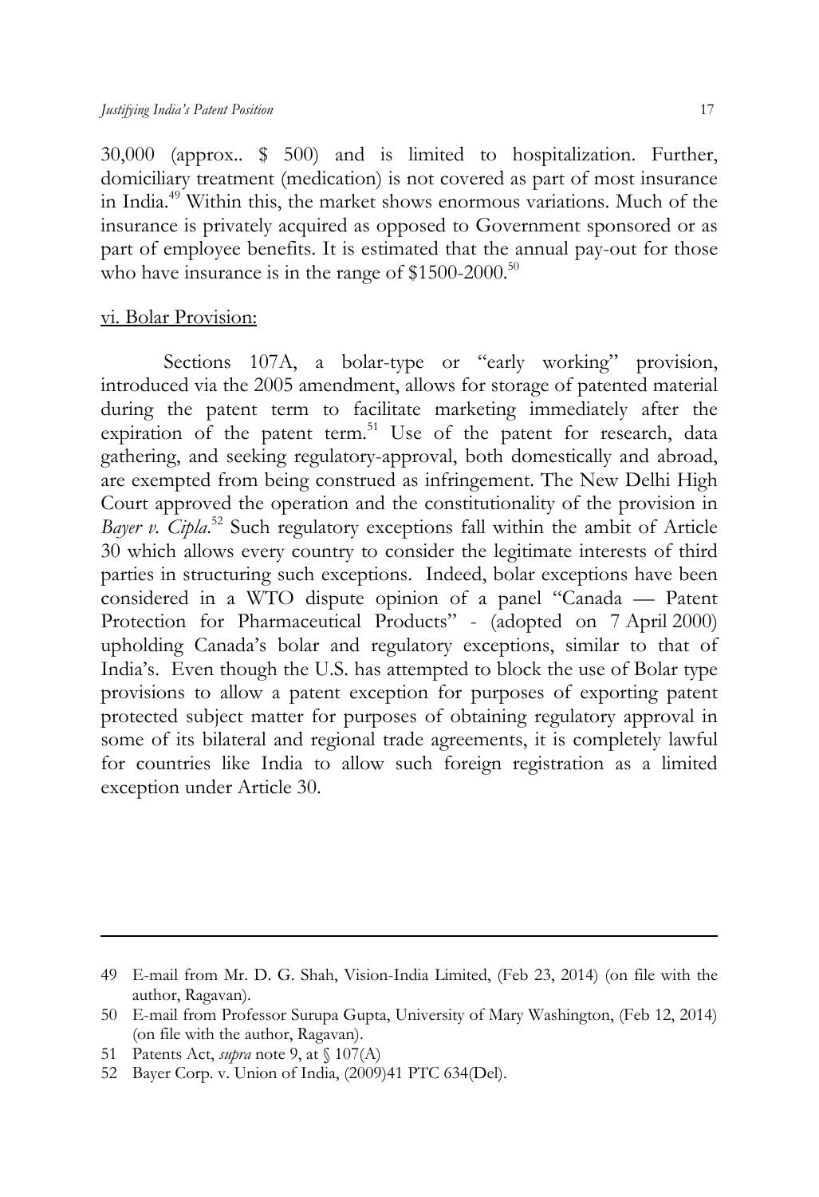30,000 (approx.. $ 500) and is limited to hospitalization. Further, domiciliary treatment (medication) is not covered as part of most insurance in India.[49] Within this, the market shows enormous variations. Much of the insurance is privately acquired as opposed to Government sponsored or as part of employee benefits. It is estimated that the annual pay-out for those who have insurance is in the range of $1500-2000.[50]

vi. Bolar Provision:

Sections 107A, a bolar-type or "early working" provision, introduced via the 2005 amendment, allows for storage of patented material during the patent term to facilitate marketing immediately after the expiration of the patent term.[51] Use of the patent for research, data gathering, and seeking regulatory-approval, both domestically and abroad, are exempted from being construed as infringement. The New Delhi High Court approved the operation and the constitutionality of the provision in *Bayer v. Cipla*.[52] Such regulatory exceptions fall within the ambit of Article 30 which allows every country to consider the legitimate interests of third parties in structuring such exceptions. Indeed, bolar exceptions have been considered in a WTO dispute opinion of a panel "Canada — Patent Protection for Pharmaceutical Products" - (adopted on 7 April 2000) upholding Canada's bolar and regulatory exceptions, similar to that of India's. Even though the U.S. has attempted to block the use of Bolar type provisions to allow a patent exception for purposes of exporting patent protected subject matter for purposes of obtaining regulatory approval in some of its bilateral and regional trade agreements, it is completely lawful for countries like India to allow such foreign registration as a limited exception under Article 30.

---

49 E-mail from Mr. D. G. Shah, Vision-India Limited, (Feb 23, 2014) (on file with the author, Ragavan).

50 E-mail from Professor Surupa Gupta, University of Mary Washington, (Feb 12, 2014) (on file with the author, Ragavan).

51 Patents Act, *supra* note 9, at § 107(A)

52 Bayer Corp. v. Union of India, (2009)41 PTC 634(Del).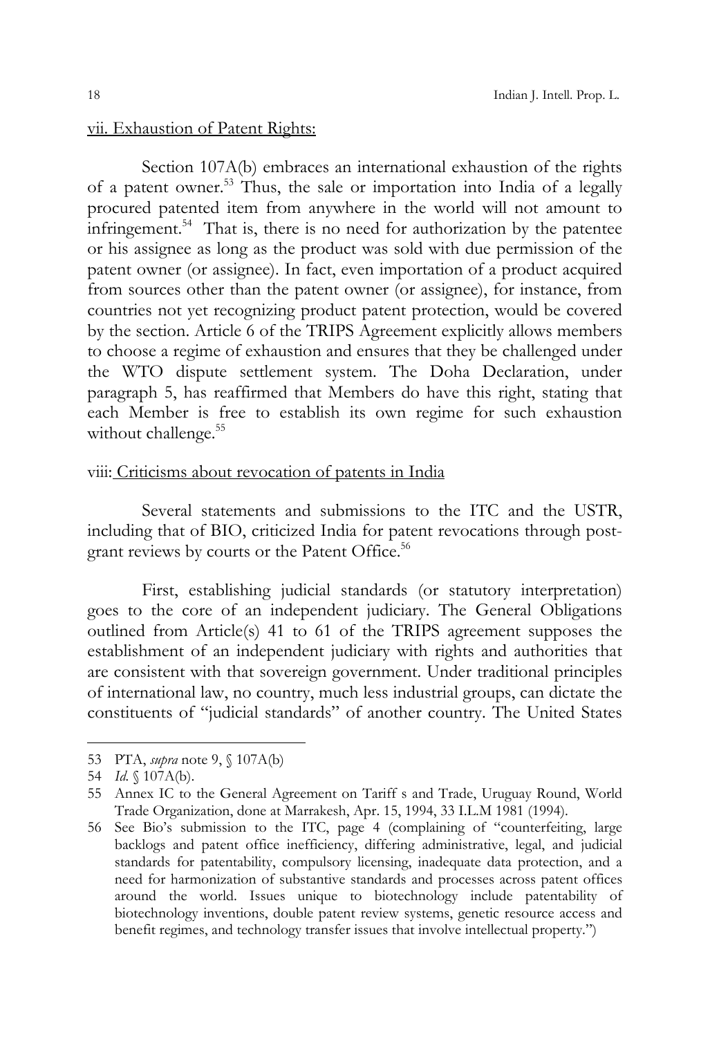vii. Exhaustion of Patent Rights:

Section 107A(b) embraces an international exhaustion of the rights of a patent owner.[53] Thus, the sale or importation into India of a legally procured patented item from anywhere in the world will not amount to infringement.[54] That is, there is no need for authorization by the patentee or his assignee as long as the product was sold with due permission of the patent owner (or assignee). In fact, even importation of a product acquired from sources other than the patent owner (or assignee), for instance, from countries not yet recognizing product patent protection, would be covered by the section. Article 6 of the TRIPS Agreement explicitly allows members to choose a regime of exhaustion and ensures that they be challenged under the WTO dispute settlement system. The Doha Declaration, under paragraph 5, has reaffirmed that Members do have this right, stating that each Member is free to establish its own regime for such exhaustion without challenge.[55]

viii: Criticisms about revocation of patents in India

Several statements and submissions to the ITC and the USTR, including that of BIO, criticized India for patent revocations through post-grant reviews by courts or the Patent Office.[56]

First, establishing judicial standards (or statutory interpretation) goes to the core of an independent judiciary. The General Obligations outlined from Article(s) 41 to 61 of the TRIPS agreement supposes the establishment of an independent judiciary with rights and authorities that are consistent with that sovereign government. Under traditional principles of international law, no country, much less industrial groups, can dictate the constituents of "judicial standards" of another country. The United States

---

53 PTA, *supra* note 9, § 107A(b)

54 *Id.* § 107A(b).

55 Annex IC to the General Agreement on Tariff s and Trade, Uruguay Round, World Trade Organization, done at Marrakesh, Apr. 15, 1994, 33 I.L.M 1981 (1994).

56 See Bio's submission to the ITC, page 4 (complaining of "counterfeiting, large backlogs and patent office inefficiency, differing administrative, legal, and judicial standards for patentability, compulsory licensing, inadequate data protection, and a need for harmonization of substantive standards and processes across patent offices around the world. Issues unique to biotechnology include patentability of biotechnology inventions, double patent review systems, genetic resource access and benefit regimes, and technology transfer issues that involve intellectual property.")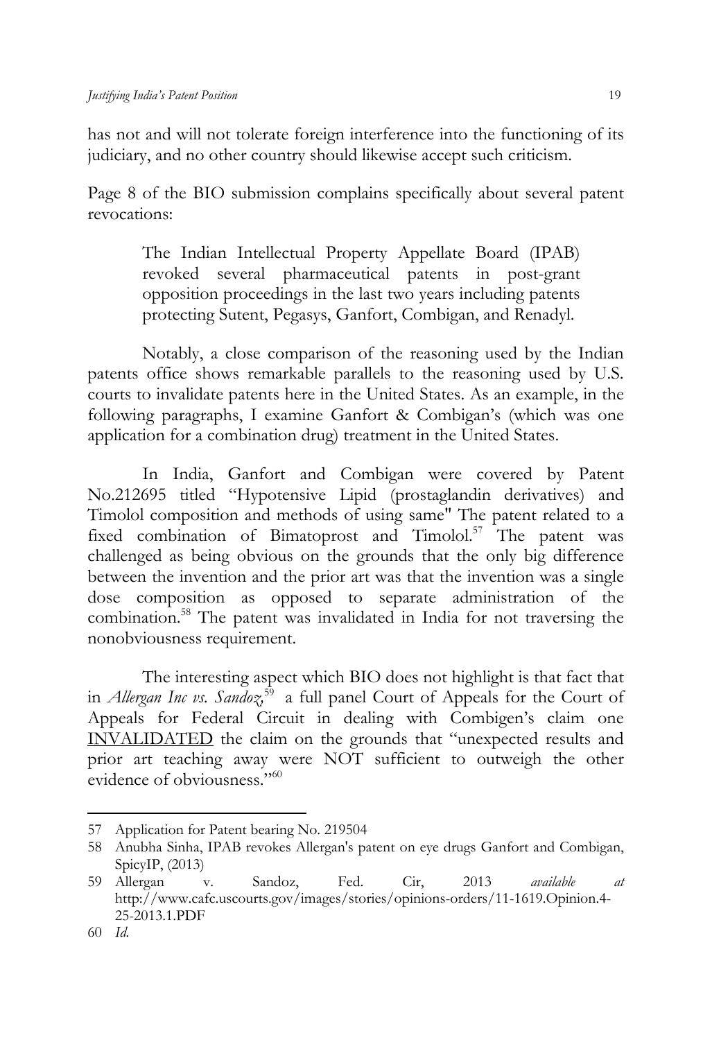has not and will not tolerate foreign interference into the functioning of its judiciary, and no other country should likewise accept such criticism.

Page 8 of the BIO submission complains specifically about several patent revocations:

> The Indian Intellectual Property Appellate Board (IPAB) revoked several pharmaceutical patents in post-grant opposition proceedings in the last two years including patents protecting Sutent, Pegasys, Ganfort, Combigan, and Renadyl.

Notably, a close comparison of the reasoning used by the Indian patents office shows remarkable parallels to the reasoning used by U.S. courts to invalidate patents here in the United States. As an example, in the following paragraphs, I examine Ganfort & Combigan's (which was one application for a combination drug) treatment in the United States.

In India, Ganfort and Combigan were covered by Patent No.212695 titled "Hypotensive Lipid (prostaglandin derivatives) and Timolol composition and methods of using same" The patent related to a fixed combination of Bimatoprost and Timolol.[57] The patent was challenged as being obvious on the grounds that the only big difference between the invention and the prior art was that the invention was a single dose composition as opposed to separate administration of the combination.[58] The patent was invalidated in India for not traversing the nonobviousness requirement.

The interesting aspect which BIO does not highlight is that fact that in *Allergan Inc vs. Sandoz*,[59] a full panel Court of Appeals for the Court of Appeals for Federal Circuit in dealing with Combigen's claim one <u>INVALIDATED</u> the claim on the grounds that "unexpected results and prior art teaching away were NOT sufficient to outweigh the other evidence of obviousness."[60]

---

57 Application for Patent bearing No. 219504

58 Anubha Sinha, IPAB revokes Allergan's patent on eye drugs Ganfort and Combigan, SpicyIP, (2013)

59 Allergan v. Sandoz, Fed. Cir, 2013 *available at* http://www.cafc.uscourts.gov/images/stories/opinions-orders/11-1619.Opinion.4-25-2013.1.PDF

60 *Id.*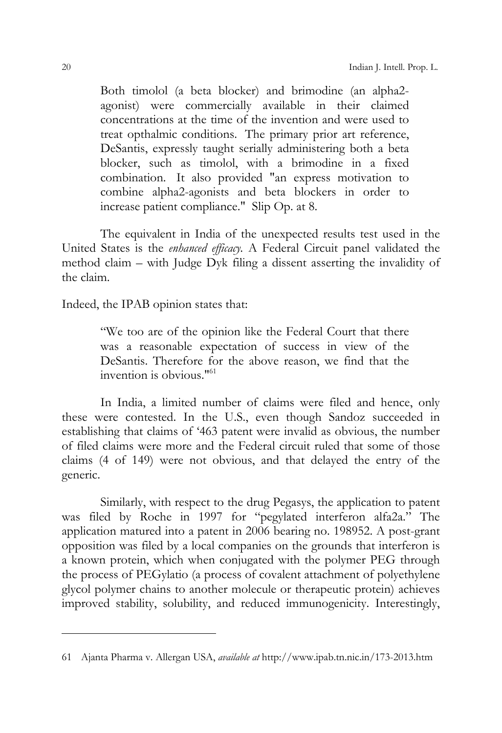> Both timolol (a beta blocker) and brimodine (an alpha2-agonist) were commercially available in their claimed concentrations at the time of the invention and were used to treat opthalmic conditions. The primary prior art reference, DeSantis, expressly taught serially administering both a beta blocker, such as timolol, with a brimodine in a fixed combination. It also provided "an express motivation to combine alpha2-agonists and beta blockers in order to increase patient compliance." Slip Op. at 8.

The equivalent in India of the unexpected results test used in the United States is the *enhanced efficacy*. A Federal Circuit panel validated the method claim – with Judge Dyk filing a dissent asserting the invalidity of the claim.

Indeed, the IPAB opinion states that:

> "We too are of the opinion like the Federal Court that there was a reasonable expectation of success in view of the DeSantis. Therefore for the above reason, we find that the invention is obvious."[61]

In India, a limited number of claims were filed and hence, only these were contested. In the U.S., even though Sandoz succeeded in establishing that claims of '463 patent were invalid as obvious, the number of filed claims were more and the Federal circuit ruled that some of those claims (4 of 149) were not obvious, and that delayed the entry of the generic.

Similarly, with respect to the drug Pegasys, the application to patent was filed by Roche in 1997 for "pegylated interferon alfa2a." The application matured into a patent in 2006 bearing no. 198952. A post-grant opposition was filed by a local companies on the grounds that interferon is a known protein, which when conjugated with the polymer PEG through the process of PEGylatio (a process of covalent attachment of polyethylene glycol polymer chains to another molecule or therapeutic protein) achieves improved stability, solubility, and reduced immunogenicity. Interestingly,

---

61 Ajanta Pharma v. Allergan USA, *available at* http://www.ipab.tn.nic.in/173-2013.htm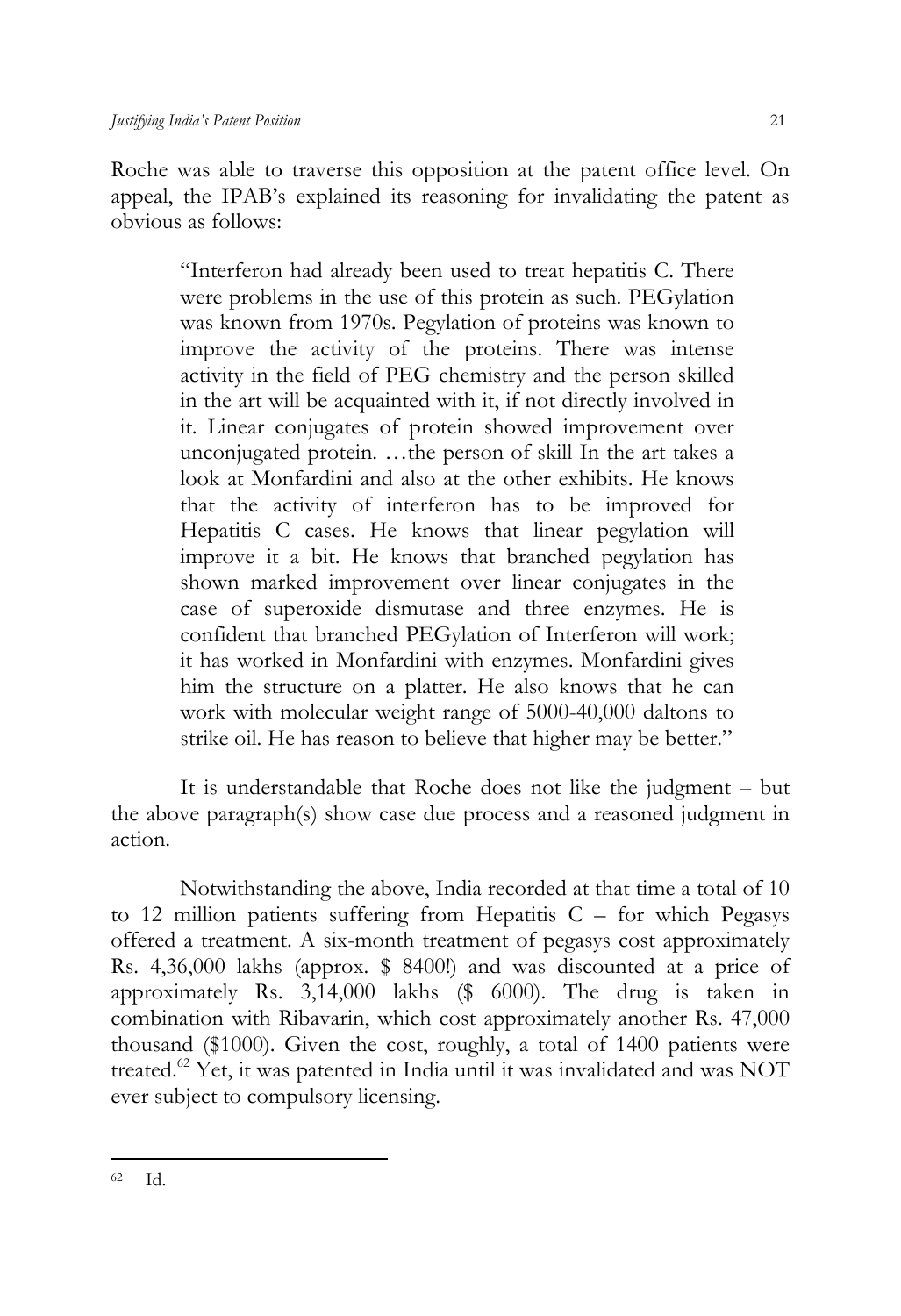Roche was able to traverse this opposition at the patent office level. On appeal, the IPAB's explained its reasoning for invalidating the patent as obvious as follows:

> "Interferon had already been used to treat hepatitis C. There were problems in the use of this protein as such. PEGylation was known from 1970s. Pegylation of proteins was known to improve the activity of the proteins. There was intense activity in the field of PEG chemistry and the person skilled in the art will be acquainted with it, if not directly involved in it. Linear conjugates of protein showed improvement over unconjugated protein. …the person of skill In the art takes a look at Monfardini and also at the other exhibits. He knows that the activity of interferon has to be improved for Hepatitis C cases. He knows that linear pegylation will improve it a bit. He knows that branched pegylation has shown marked improvement over linear conjugates in the case of superoxide dismutase and three enzymes. He is confident that branched PEGylation of Interferon will work; it has worked in Monfardini with enzymes. Monfardini gives him the structure on a platter. He also knows that he can work with molecular weight range of 5000-40,000 daltons to strike oil. He has reason to believe that higher may be better."

It is understandable that Roche does not like the judgment – but the above paragraph(s) show case due process and a reasoned judgment in action.

Notwithstanding the above, India recorded at that time a total of 10 to 12 million patients suffering from Hepatitis C – for which Pegasys offered a treatment. A six-month treatment of pegasys cost approximately Rs. 4,36,000 lakhs (approx. $ 8400!) and was discounted at a price of approximately Rs. 3,14,000 lakhs ($ 6000). The drug is taken in combination with Ribavarin, which cost approximately another Rs. 47,000 thousand ($1000). Given the cost, roughly, a total of 1400 patients were treated.[62] Yet, it was patented in India until it was invalidated and was NOT ever subject to compulsory licensing.

---

[62] Id.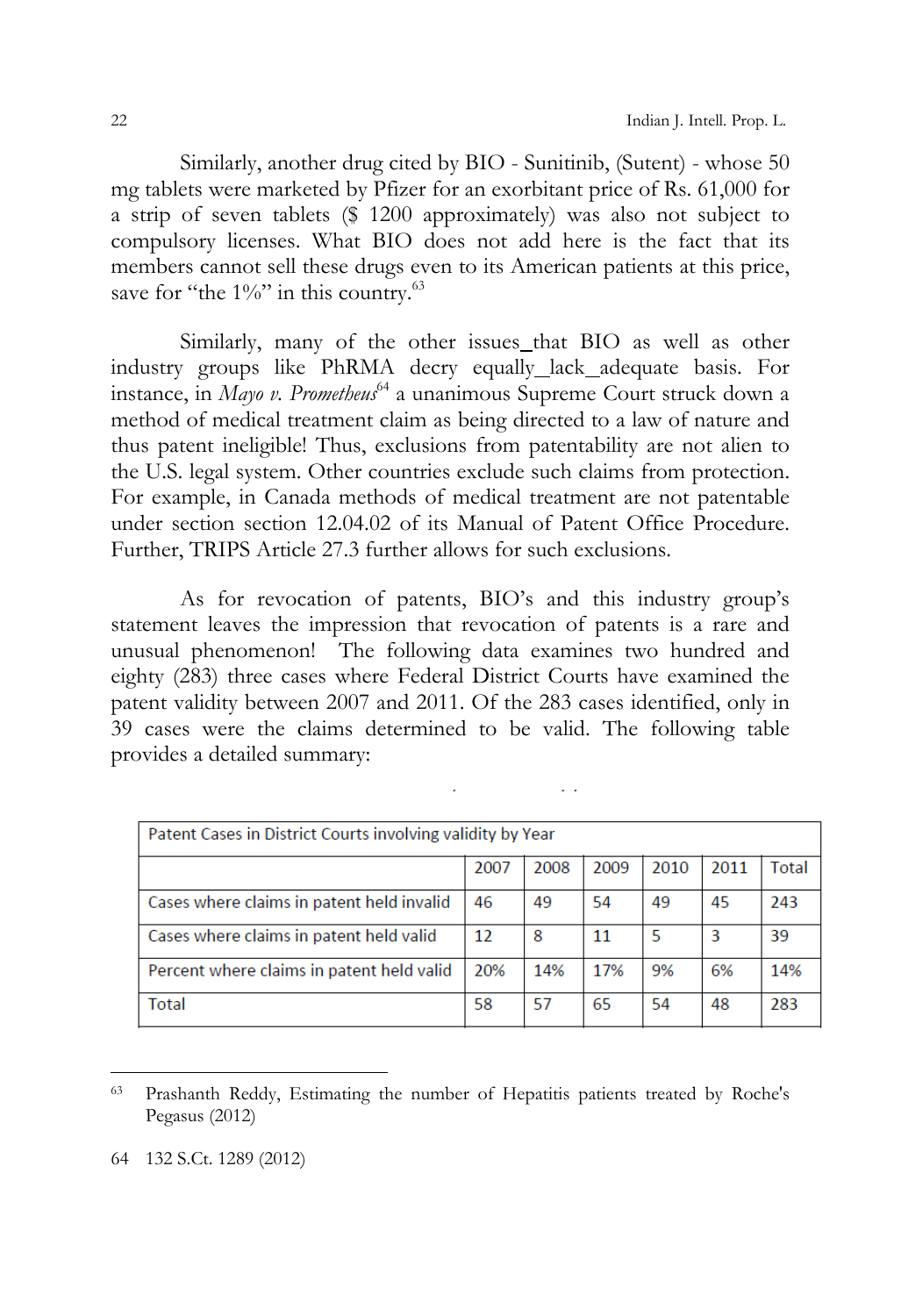Similarly, another drug cited by BIO - Sunitinib, (Sutent) - whose 50 mg tablets were marketed by Pfizer for an exorbitant price of Rs. 61,000 for a strip of seven tablets ($ 1200 approximately) was also not subject to compulsory licenses. What BIO does not add here is the fact that its members cannot sell these drugs even to its American patients at this price, save for "the 1%" in this country.[63]

Similarly, many of the other issues_that BIO as well as other industry groups like PhRMA decry equally_lack_adequate basis. For instance, in *Mayo v. Prometheus*[64] a unanimous Supreme Court struck down a method of medical treatment claim as being directed to a law of nature and thus patent ineligible! Thus, exclusions from patentability are not alien to the U.S. legal system. Other countries exclude such claims from protection. For example, in Canada methods of medical treatment are not patentable under section section 12.04.02 of its Manual of Patent Office Procedure. Further, TRIPS Article 27.3 further allows for such exclusions.

As for revocation of patents, BIO's and this industry group's statement leaves the impression that revocation of patents is a rare and unusual phenomenon! The following data examines two hundred and eighty (283) three cases where Federal District Courts have examined the patent validity between 2007 and 2011. Of the 283 cases identified, only in 39 cases were the claims determined to be valid. The following table provides a detailed summary:

| Patent Cases in District Courts involving validity by Year | | | | | | |
|---|---|---|---|---|---|---|
| | 2007 | 2008 | 2009 | 2010 | 2011 | Total |
| Cases where claims in patent held invalid | 46 | 49 | 54 | 49 | 45 | 243 |
| Cases where claims in patent held valid | 12 | 8 | 11 | 5 | 3 | 39 |
| Percent where claims in patent held valid | 20% | 14% | 17% | 9% | 6% | 14% |
| Total | 58 | 57 | 65 | 54 | 48 | 283 |

---

[63] Prashanth Reddy, Estimating the number of Hepatitis patients treated by Roche's Pegasus (2012)

[64] 132 S.Ct. 1289 (2012)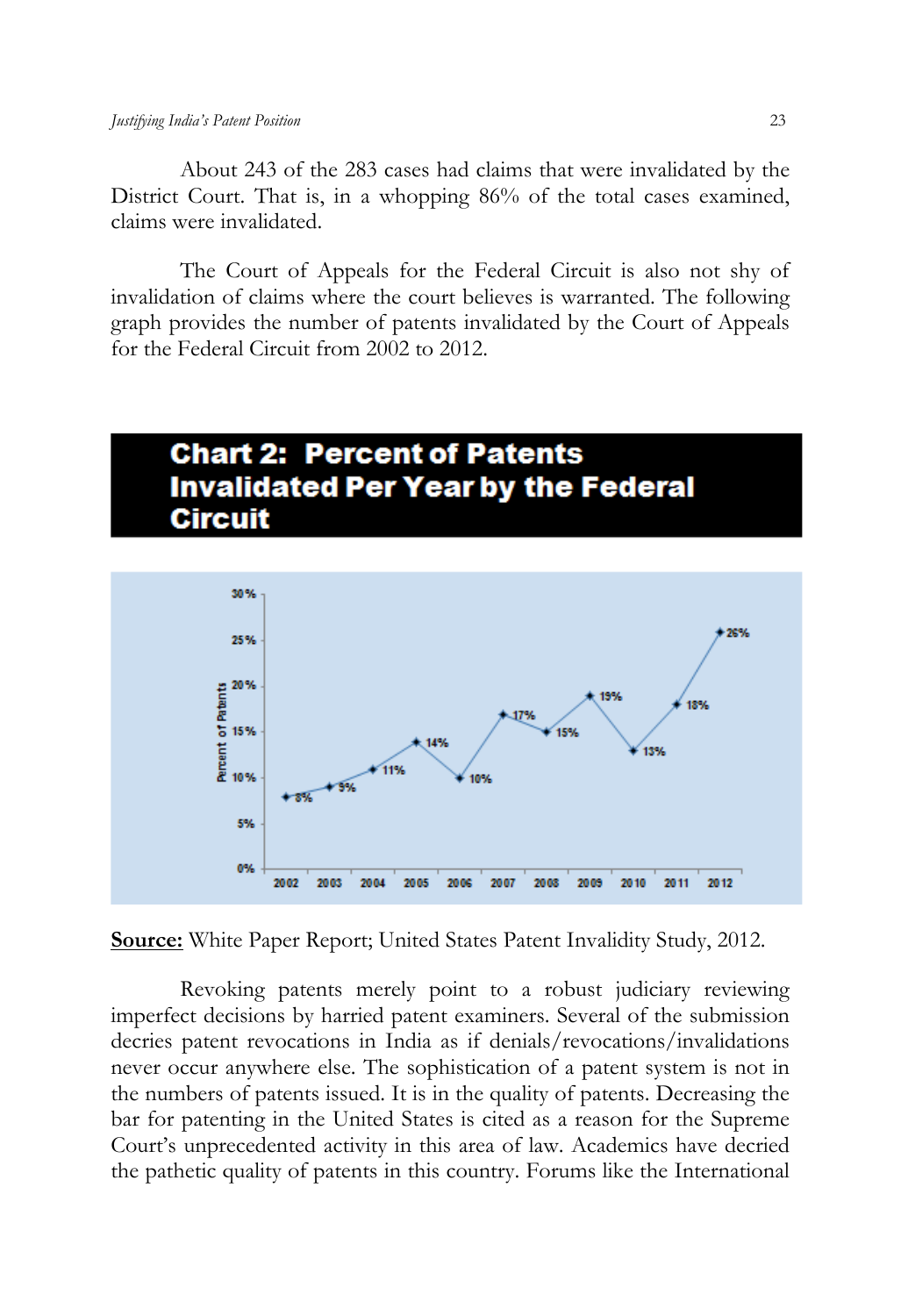About 243 of the 283 cases had claims that were invalidated by the District Court. That is, in a whopping 86% of the total cases examined, claims were invalidated.

The Court of Appeals for the Federal Circuit is also not shy of invalidation of claims where the court believes is warranted. The following graph provides the number of patents invalidated by the Court of Appeals for the Federal Circuit from 2002 to 2012.

**Chart 2: Percent of Patents Invalidated Per Year by the Federal Circuit**

| Year | Percent of Patents |
|---|---|
| 2002 | 8% |
| 2003 | 9% |
| 2004 | 11% |
| 2005 | 14% |
| 2006 | 10% |
| 2007 | 17% |
| 2008 | 15% |
| 2009 | 19% |
| 2010 | 13% |
| 2011 | 18% |
| 2012 | 26% |

**Source:** White Paper Report; United States Patent Invalidity Study, 2012.

Revoking patents merely point to a robust judiciary reviewing imperfect decisions by harried patent examiners. Several of the submission decries patent revocations in India as if denials/revocations/invalidations never occur anywhere else. The sophistication of a patent system is not in the numbers of patents issued. It is in the quality of patents. Decreasing the bar for patenting in the United States is cited as a reason for the Supreme Court's unprecedented activity in this area of law. Academics have decried the pathetic quality of patents in this country. Forums like the International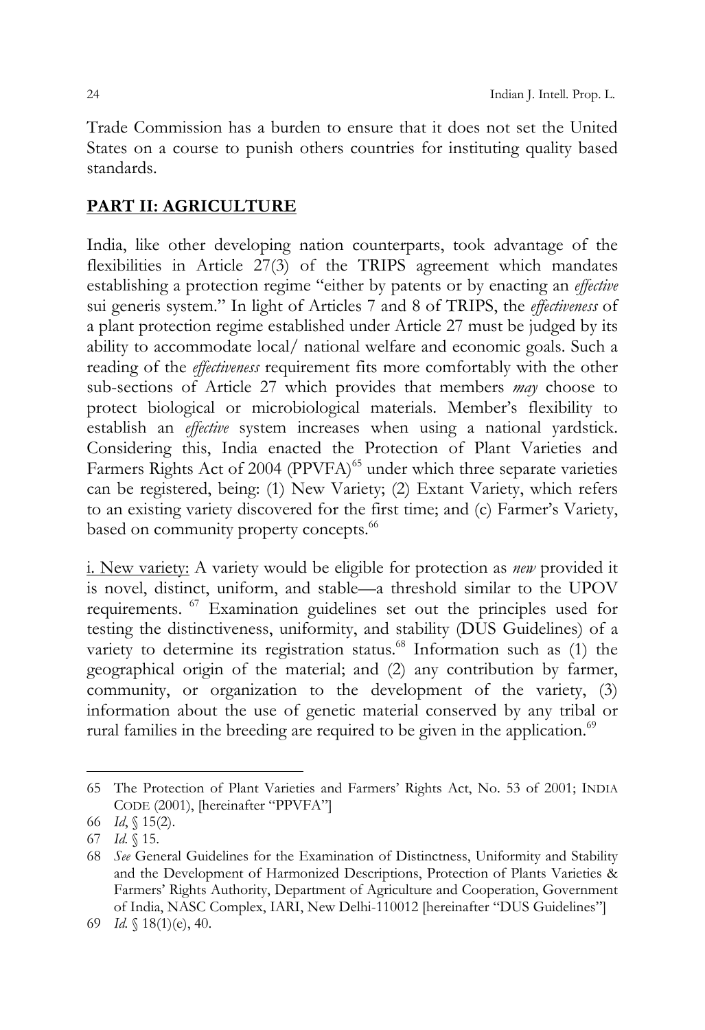Trade Commission has a burden to ensure that it does not set the United States on a course to punish others countries for instituting quality based standards.

## PART II: AGRICULTURE

India, like other developing nation counterparts, took advantage of the flexibilities in Article 27(3) of the TRIPS agreement which mandates establishing a protection regime "either by patents or by enacting an *effective* sui generis system." In light of Articles 7 and 8 of TRIPS, the *effectiveness* of a plant protection regime established under Article 27 must be judged by its ability to accommodate local/ national welfare and economic goals. Such a reading of the *effectiveness* requirement fits more comfortably with the other sub-sections of Article 27 which provides that members *may* choose to protect biological or microbiological materials. Member's flexibility to establish an *effective* system increases when using a national yardstick. Considering this, India enacted the Protection of Plant Varieties and Farmers Rights Act of 2004 (PPVFA)[65] under which three separate varieties can be registered, being: (1) New Variety; (2) Extant Variety, which refers to an existing variety discovered for the first time; and (c) Farmer's Variety, based on community property concepts.[66]

<u>i. New variety:</u> A variety would be eligible for protection as *new* provided it is novel, distinct, uniform, and stable—a threshold similar to the UPOV requirements. [67] Examination guidelines set out the principles used for testing the distinctiveness, uniformity, and stability (DUS Guidelines) of a variety to determine its registration status.[68] Information such as (1) the geographical origin of the material; and (2) any contribution by farmer, community, or organization to the development of the variety, (3) information about the use of genetic material conserved by any tribal or rural families in the breeding are required to be given in the application.[69]

---

65 The Protection of Plant Varieties and Farmers' Rights Act, No. 53 of 2001; INDIA CODE (2001), [hereinafter "PPVFA"]

66 *Id*, § 15(2).

67 *Id.* § 15.

68 *See* General Guidelines for the Examination of Distinctness, Uniformity and Stability and the Development of Harmonized Descriptions, Protection of Plants Varieties & Farmers' Rights Authority, Department of Agriculture and Cooperation, Government of India, NASC Complex, IARI, New Delhi-110012 [hereinafter "DUS Guidelines"]

69 *Id.* § 18(1)(e), 40.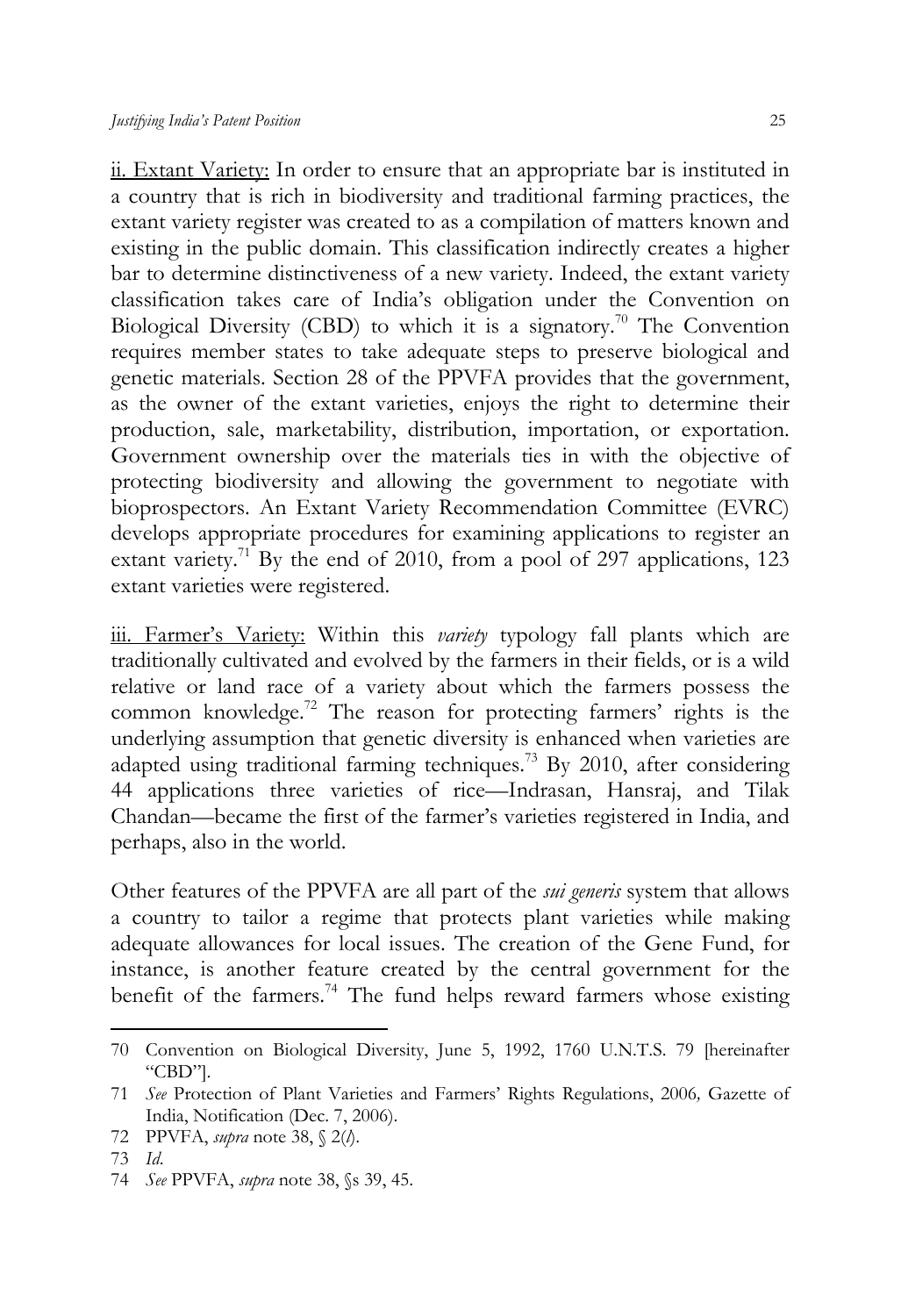ii. Extant Variety: In order to ensure that an appropriate bar is instituted in a country that is rich in biodiversity and traditional farming practices, the extant variety register was created to as a compilation of matters known and existing in the public domain. This classification indirectly creates a higher bar to determine distinctiveness of a new variety. Indeed, the extant variety classification takes care of India's obligation under the Convention on Biological Diversity (CBD) to which it is a signatory.[70] The Convention requires member states to take adequate steps to preserve biological and genetic materials. Section 28 of the PPVFA provides that the government, as the owner of the extant varieties, enjoys the right to determine their production, sale, marketability, distribution, importation, or exportation. Government ownership over the materials ties in with the objective of protecting biodiversity and allowing the government to negotiate with bioprospectors. An Extant Variety Recommendation Committee (EVRC) develops appropriate procedures for examining applications to register an extant variety.[71] By the end of 2010, from a pool of 297 applications, 123 extant varieties were registered.

iii. Farmer's Variety: Within this *variety* typology fall plants which are traditionally cultivated and evolved by the farmers in their fields, or is a wild relative or land race of a variety about which the farmers possess the common knowledge.[72] The reason for protecting farmers' rights is the underlying assumption that genetic diversity is enhanced when varieties are adapted using traditional farming techniques.[73] By 2010, after considering 44 applications three varieties of rice—Indrasan, Hansraj, and Tilak Chandan—became the first of the farmer's varieties registered in India, and perhaps, also in the world.

Other features of the PPVFA are all part of the *sui generis* system that allows a country to tailor a regime that protects plant varieties while making adequate allowances for local issues. The creation of the Gene Fund, for instance, is another feature created by the central government for the benefit of the farmers.[74] The fund helps reward farmers whose existing

---

70 Convention on Biological Diversity, June 5, 1992, 1760 U.N.T.S. 79 [hereinafter "CBD"].

71 *See* Protection of Plant Varieties and Farmers' Rights Regulations, 2006*,* Gazette of India, Notification (Dec. 7, 2006).

72 PPVFA, *supra* note 38, § 2(*l*).

73 *Id.*

74 *See* PPVFA, *supra* note 38, §s 39, 45.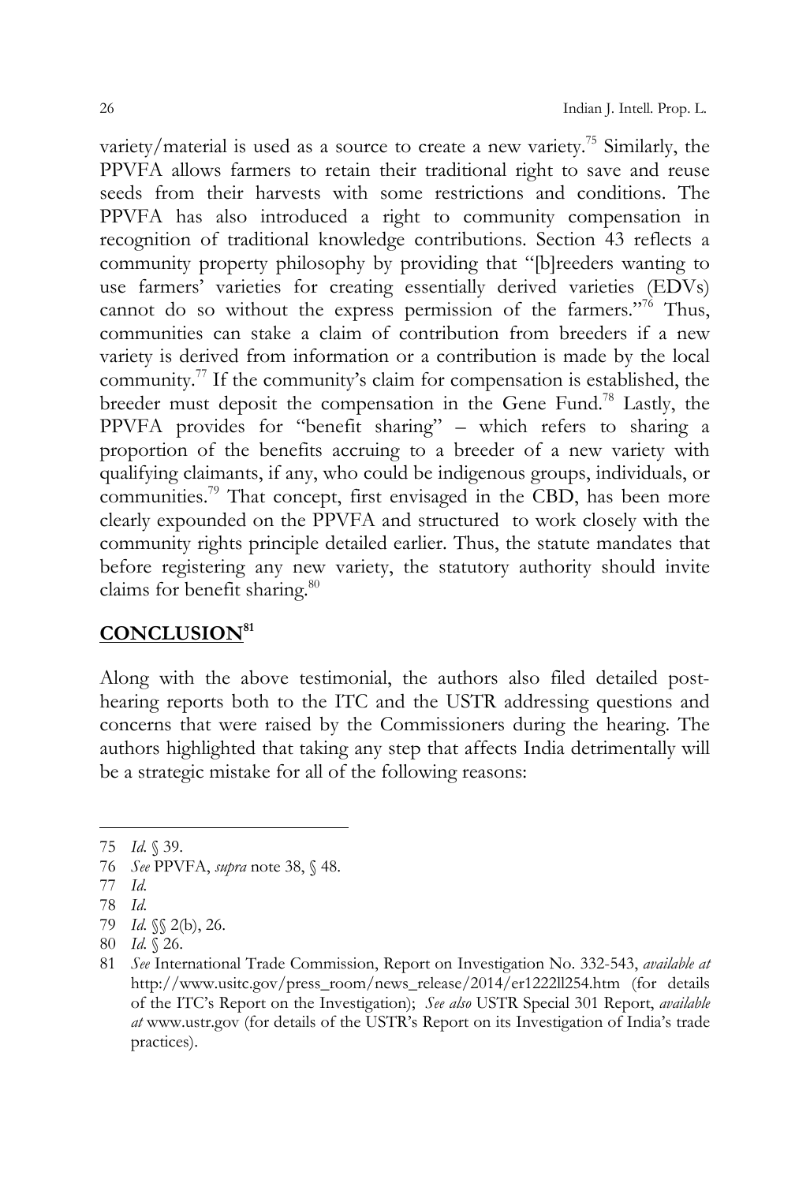variety/material is used as a source to create a new variety.[75] Similarly, the PPVFA allows farmers to retain their traditional right to save and reuse seeds from their harvests with some restrictions and conditions. The PPVFA has also introduced a right to community compensation in recognition of traditional knowledge contributions. Section 43 reflects a community property philosophy by providing that "[b]reeders wanting to use farmers' varieties for creating essentially derived varieties (EDVs) cannot do so without the express permission of the farmers."[76] Thus, communities can stake a claim of contribution from breeders if a new variety is derived from information or a contribution is made by the local community.[77] If the community's claim for compensation is established, the breeder must deposit the compensation in the Gene Fund.[78] Lastly, the PPVFA provides for "benefit sharing" – which refers to sharing a proportion of the benefits accruing to a breeder of a new variety with qualifying claimants, if any, who could be indigenous groups, individuals, or communities.[79] That concept, first envisaged in the CBD, has been more clearly expounded on the PPVFA and structured to work closely with the community rights principle detailed earlier. Thus, the statute mandates that before registering any new variety, the statutory authority should invite claims for benefit sharing.[80]

## **CONCLUSION**[81]

Along with the above testimonial, the authors also filed detailed post-hearing reports both to the ITC and the USTR addressing questions and concerns that were raised by the Commissioners during the hearing. The authors highlighted that taking any step that affects India detrimentally will be a strategic mistake for all of the following reasons:

---

75 *Id.* § 39.

76 *See* PPVFA, *supra* note 38, § 48.

77 *Id.*

78 *Id.*

79 *Id.* §§ 2(b), 26.

80 *Id.* § 26.

81 *See* International Trade Commission, Report on Investigation No. 332-543, *available at* http://www.usitc.gov/press_room/news_release/2014/er1222ll254.htm (for details of the ITC's Report on the Investigation); *See also* USTR Special 301 Report, *available at* www.ustr.gov (for details of the USTR's Report on its Investigation of India's trade practices).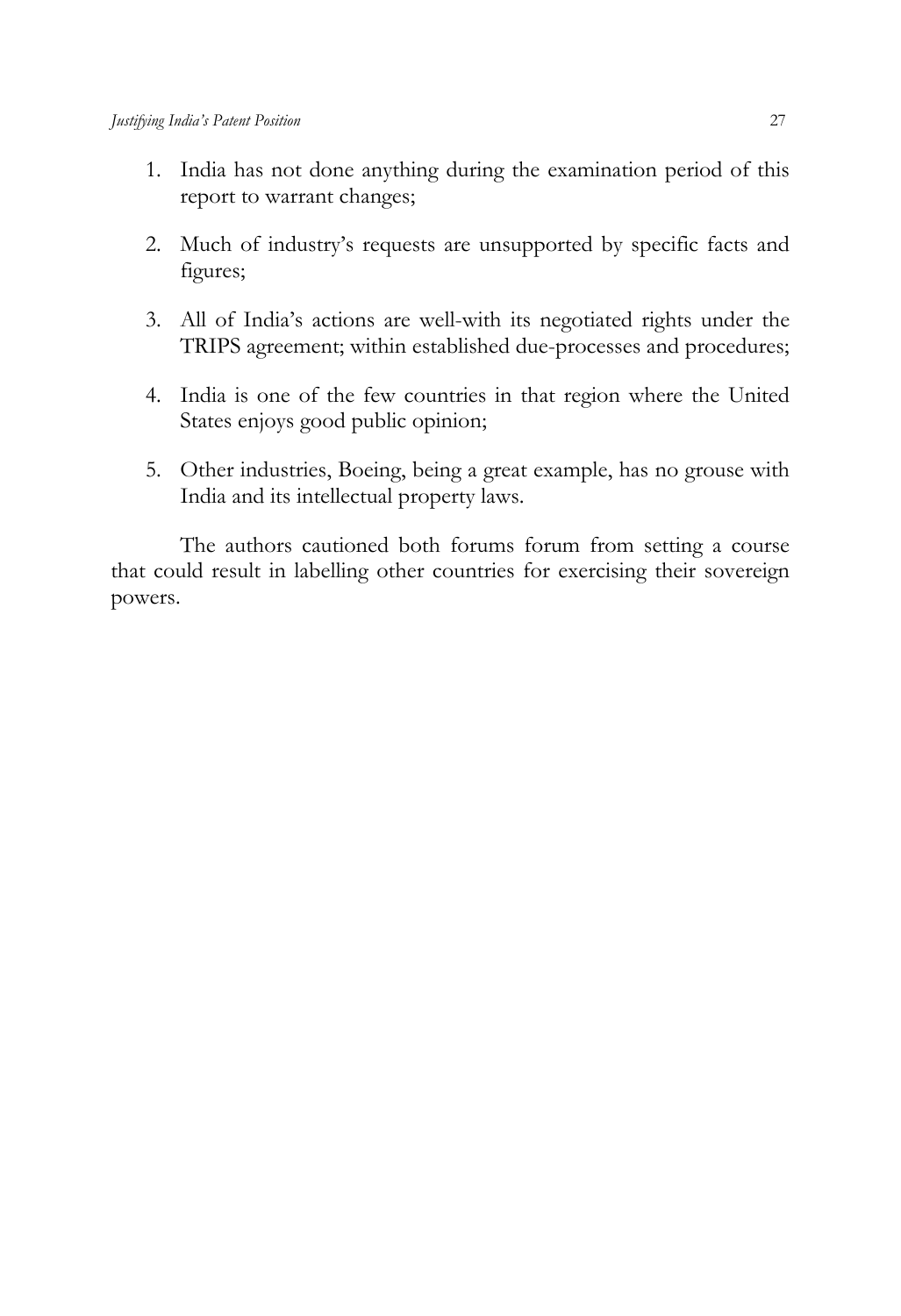1. India has not done anything during the examination period of this report to warrant changes;

2. Much of industry's requests are unsupported by specific facts and figures;

3. All of India's actions are well-with its negotiated rights under the TRIPS agreement; within established due-processes and procedures;

4. India is one of the few countries in that region where the United States enjoys good public opinion;

5. Other industries, Boeing, being a great example, has no grouse with India and its intellectual property laws.

The authors cautioned both forums forum from setting a course that could result in labelling other countries for exercising their sovereign powers.